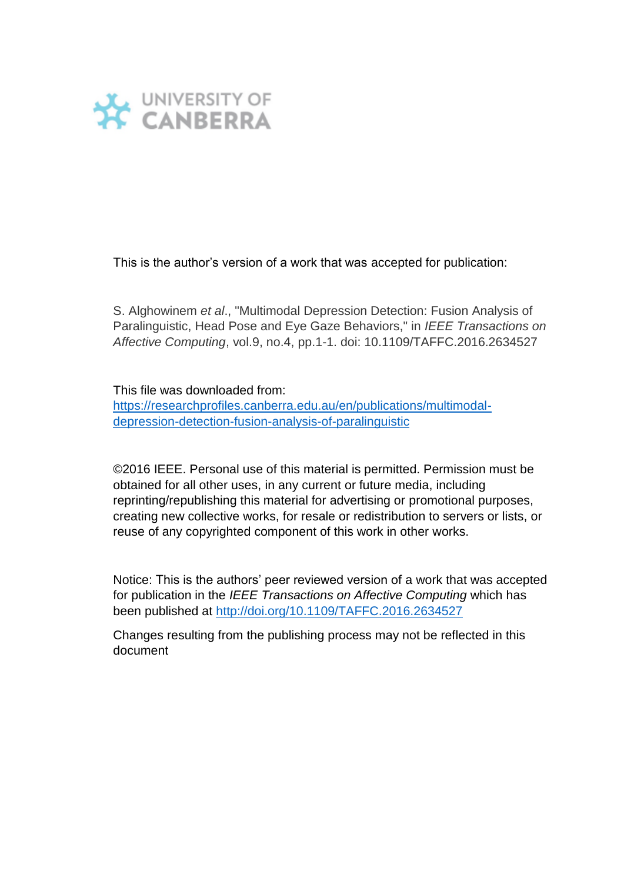UNIVERSITY OF CANBERRA

This is the author’s version of a work that was accepted for publication:

S. Alghowinem *et al*., "Multimodal Depression Detection: Fusion Analysis of Paralinguistic, Head Pose and Eye Gaze Behaviors," in *IEEE Transactions on Affective Computing*, vol.9, no.4, pp.1-1. doi: 10.1109/TAFFC.2016.2634527

This file was downloaded from:
[https://researchprofiles.canberra.edu.au/en/publications/multimodal-depression-detection-fusion-analysis-of-paralinguistic](https://researchprofiles.canberra.edu.au/en/publications/multimodal-depression-detection-fusion-analysis-of-paralinguistic)

©2016 IEEE. Personal use of this material is permitted. Permission must be obtained for all other uses, in any current or future media, including reprinting/republishing this material for advertising or promotional purposes, creating new collective works, for resale or redistribution to servers or lists, or reuse of any copyrighted component of this work in other works.

Notice: This is the authors’ peer reviewed version of a work that was accepted for publication in the *IEEE Transactions on Affective Computing* which has been published at [http://doi.org/10.1109/TAFFC.2016.2634527](http://doi.org/10.1109/TAFFC.2016.2634527)

Changes resulting from the publishing process may not be reflected in this document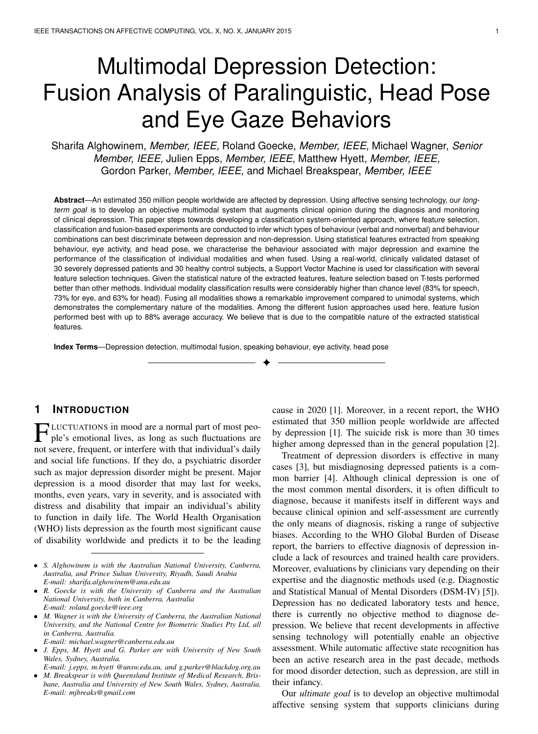# Multimodal Depression Detection: Fusion Analysis of Paralinguistic, Head Pose and Eye Gaze Behaviors

Sharifa Alghowinem, *Member, IEEE,* Roland Goecke, *Member, IEEE,* Michael Wagner, *Senior Member, IEEE,* Julien Epps, *Member, IEEE,* Matthew Hyett, *Member, IEEE,* Gordon Parker, *Member, IEEE,* and Michael Breakspear, *Member, IEEE*

**Abstract**—An estimated 350 million people worldwide are affected by depression. Using affective sensing technology, our *long-term goal* is to develop an objective multimodal system that augments clinical opinion during the diagnosis and monitoring of clinical depression. This paper steps towards developing a classification system-oriented approach, where feature selection, classification and fusion-based experiments are conducted to infer which types of behaviour (verbal and nonverbal) and behaviour combinations can best discriminate between depression and non-depression. Using statistical features extracted from speaking behaviour, eye activity, and head pose, we characterise the behaviour associated with major depression and examine the performance of the classification of individual modalities and when fused. Using a real-world, clinically validated dataset of 30 severely depressed patients and 30 healthy control subjects, a Support Vector Machine is used for classification with several feature selection techniques. Given the statistical nature of the extracted features, feature selection based on T-tests performed better than other methods. Individual modality classification results were considerably higher than chance level (83% for speech, 73% for eye, and 63% for head). Fusing all modalities shows a remarkable improvement compared to unimodal systems, which demonstrates the complementary nature of the modalities. Among the different fusion approaches used here, feature fusion performed best with up to 88% average accuracy. We believe that is due to the compatible nature of the extracted statistical features.

**Index Terms**—Depression detection, multimodal fusion, speaking behaviour, eye activity, head pose

## 1 Introduction

Fluctuations in mood are a normal part of most people's emotional lives, as long as such fluctuations are not severe, frequent, or interfere with that individual's daily and social life functions. If they do, a psychiatric disorder such as major depression disorder might be present. Major depression is a mood disorder that may last for weeks, months, even years, vary in severity, and is associated with distress and disability that impair an individual's ability to function in daily life. The World Health Organisation (WHO) lists depression as the fourth most significant cause of disability worldwide and predicts it to be the leading cause in 2020 [1]. Moreover, in a recent report, the WHO estimated that 350 million people worldwide are affected by depression [1]. The suicide risk is more than 30 times higher among depressed than in the general population [2].

Treatment of depression disorders is effective in many cases [3], but misdiagnosing depressed patients is a common barrier [4]. Although clinical depression is one of the most common mental disorders, it is often difficult to diagnose, because it manifests itself in different ways and because clinical opinion and self-assessment are currently the only means of diagnosis, risking a range of subjective biases. According to the WHO Global Burden of Disease report, the barriers to effective diagnosis of depression include a lack of resources and trained health care providers. Moreover, evaluations by clinicians vary depending on their expertise and the diagnostic methods used (e.g. Diagnostic and Statistical Manual of Mental Disorders (DSM-IV) [5]). Depression has no dedicated laboratory tests and hence, there is currently no objective method to diagnose depression. We believe that recent developments in affective sensing technology will potentially enable an objective assessment. While automatic affective state recognition has been an active research area in the past decade, methods for mood disorder detection, such as depression, are still in their infancy.

Our *ultimate goal* is to develop an objective multimodal affective sensing system that supports clinicians during

- *S. Alghowinem is with the Australian National University, Canberra, Australia, and Prince Sultan University, Riyadh, Saudi Arabia E-mail: sharifa.alghowinem@anu.edu.au*
- *R. Goecke is with the University of Canberra and the Australian National University, both in Canberra, Australia E-mail: roland.goecke@ieee.org*
- *M. Wagner is with the University of Canberra, the Australian National University, and the National Centre for Biometric Studies Pty Ltd, all in Canberra, Australia. E-mail: michael.wagner@canberra.edu.au*
- *J. Epps, M. Hyett and G. Parker are with University of New South Wales, Sydney, Australia. E-mail: j.epps, m.hyett @unsw.edu.au, and g.parker@blackdog.org.au*
- *M. Breakspear is with Queensland Institute of Medical Research, Brisbane, Australia and University of New South Wales, Sydney, Australia. E-mail: mjbreaks@gmail.com*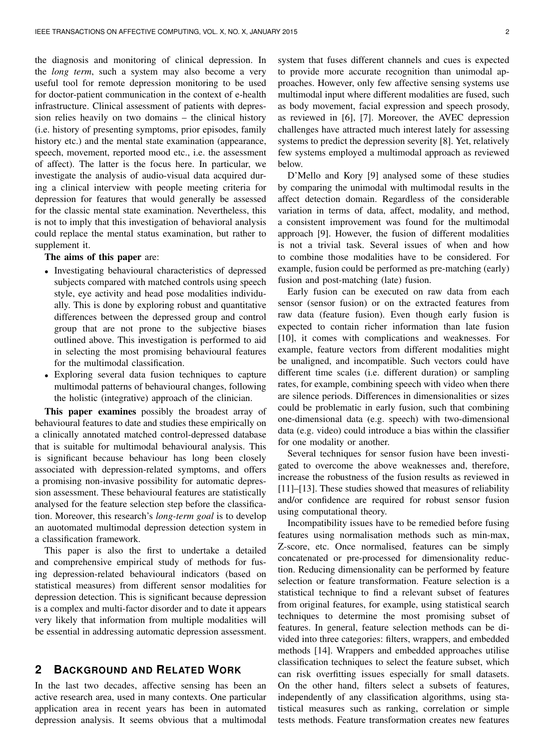the diagnosis and monitoring of clinical depression. In the *long term*, such a system may also become a very useful tool for remote depression monitoring to be used for doctor-patient communication in the context of e-health infrastructure. Clinical assessment of patients with depression relies heavily on two domains – the clinical history (i.e. history of presenting symptoms, prior episodes, family history etc.) and the mental state examination (appearance, speech, movement, reported mood etc., i.e. the assessment of affect). The latter is the focus here. In particular, we investigate the analysis of audio-visual data acquired during a clinical interview with people meeting criteria for depression for features that would generally be assessed for the classic mental state examination. Nevertheless, this is not to imply that this investigation of behavioral analysis could replace the mental status examination, but rather to supplement it.

**The aims of this paper** are:

- Investigating behavioural characteristics of depressed subjects compared with matched controls using speech style, eye activity and head pose modalities individually. This is done by exploring robust and quantitative differences between the depressed group and control group that are not prone to the subjective biases outlined above. This investigation is performed to aid in selecting the most promising behavioural features for the multimodal classification.
- Exploring several data fusion techniques to capture multimodal patterns of behavioural changes, following the holistic (integrative) approach of the clinician.

**This paper examines** possibly the broadest array of behavioural features to date and studies these empirically on a clinically annotated matched control-depressed database that is suitable for multimodal behavioural analysis. This is significant because behaviour has long been closely associated with depression-related symptoms, and offers a promising non-invasive possibility for automatic depression assessment. These behavioural features are statistically analysed for the feature selection step before the classification. Moreover, this research's *long-term goal* is to develop an auotomated multimodal depression detection system in a classification framework.

This paper is also the first to undertake a detailed and comprehensive empirical study of methods for fusing depression-related behavioural indicators (based on statistical measures) from different sensor modalities for depression detection. This is significant because depression is a complex and multi-factor disorder and to date it appears very likely that information from multiple modalities will be essential in addressing automatic depression assessment.

## 2 Background and Related Work

In the last two decades, affective sensing has been an active research area, used in many contexts. One particular application area in recent years has been in automated depression analysis. It seems obvious that a multimodal system that fuses different channels and cues is expected to provide more accurate recognition than unimodal approaches. However, only few affective sensing systems use multimodal input where different modalities are fused, such as body movement, facial expression and speech prosody, as reviewed in [6], [7]. Moreover, the AVEC depression challenges have attracted much interest lately for assessing systems to predict the depression severity [8]. Yet, relatively few systems employed a multimodal approach as reviewed below.

D'Mello and Kory [9] analysed some of these studies by comparing the unimodal with multimodal results in the affect detection domain. Regardless of the considerable variation in terms of data, affect, modality, and method, a consistent improvement was found for the multimodal approach [9]. However, the fusion of different modalities is not a trivial task. Several issues of when and how to combine those modalities have to be considered. For example, fusion could be performed as pre-matching (early) fusion and post-matching (late) fusion.

Early fusion can be executed on raw data from each sensor (sensor fusion) or on the extracted features from raw data (feature fusion). Even though early fusion is expected to contain richer information than late fusion [10], it comes with complications and weaknesses. For example, feature vectors from different modalities might be unaligned, and incompatible. Such vectors could have different time scales (i.e. different duration) or sampling rates, for example, combining speech with video when there are silence periods. Differences in dimensionalities or sizes could be problematic in early fusion, such that combining one-dimensional data (e.g. speech) with two-dimensional data (e.g. video) could introduce a bias within the classifier for one modality or another.

Several techniques for sensor fusion have been investigated to overcome the above weaknesses and, therefore, increase the robustness of the fusion results as reviewed in [11]–[13]. These studies showed that measures of reliability and/or confidence are required for robust sensor fusion using computational theory.

Incompatibility issues have to be remedied before fusing features using normalisation methods such as min-max, Z-score, etc. Once normalised, features can be simply concatenated or pre-processed for dimensionality reduction. Reducing dimensionality can be performed by feature selection or feature transformation. Feature selection is a statistical technique to find a relevant subset of features from original features, for example, using statistical search techniques to determine the most promising subset of features. In general, feature selection methods can be divided into three categories: filters, wrappers, and embedded methods [14]. Wrappers and embedded approaches utilise classification techniques to select the feature subset, which can risk overfitting issues especially for small datasets. On the other hand, filters select a subsets of features, independently of any classification algorithms, using statistical measures such as ranking, correlation or simple tests methods. Feature transformation creates new features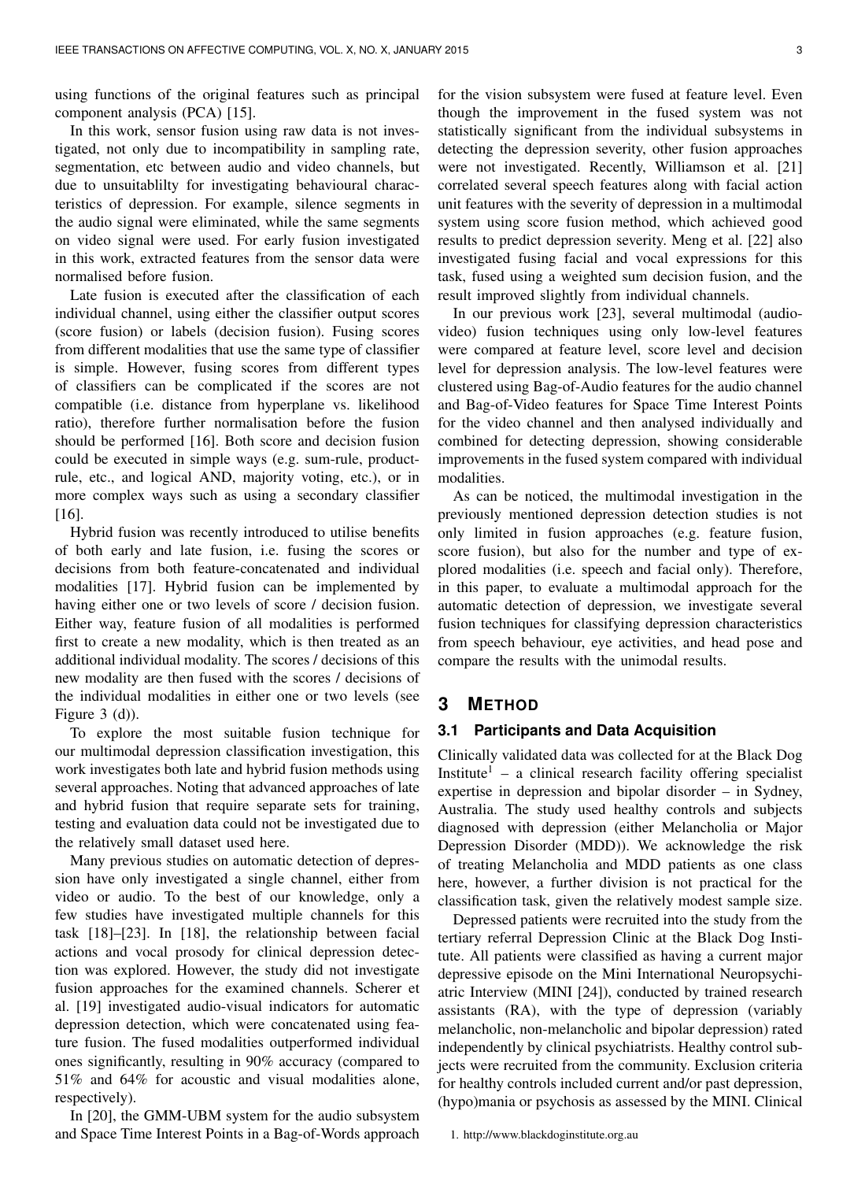using functions of the original features such as principal component analysis (PCA) [15].

In this work, sensor fusion using raw data is not investigated, not only due to incompatibility in sampling rate, segmentation, etc between audio and video channels, but due to unsuitablilty for investigating behavioural characteristics of depression. For example, silence segments in the audio signal were eliminated, while the same segments on video signal were used. For early fusion investigated in this work, extracted features from the sensor data were normalised before fusion.

Late fusion is executed after the classification of each individual channel, using either the classifier output scores (score fusion) or labels (decision fusion). Fusing scores from different modalities that use the same type of classifier is simple. However, fusing scores from different types of classifiers can be complicated if the scores are not compatible (i.e. distance from hyperplane vs. likelihood ratio), therefore further normalisation before the fusion should be performed [16]. Both score and decision fusion could be executed in simple ways (e.g. sum-rule, product-rule, etc., and logical AND, majority voting, etc.), or in more complex ways such as using a secondary classifier [16].

Hybrid fusion was recently introduced to utilise benefits of both early and late fusion, i.e. fusing the scores or decisions from both feature-concatenated and individual modalities [17]. Hybrid fusion can be implemented by having either one or two levels of score / decision fusion. Either way, feature fusion of all modalities is performed first to create a new modality, which is then treated as an additional individual modality. The scores / decisions of this new modality are then fused with the scores / decisions of the individual modalities in either one or two levels (see Figure 3 (d)).

To explore the most suitable fusion technique for our multimodal depression classification investigation, this work investigates both late and hybrid fusion methods using several approaches. Noting that advanced approaches of late and hybrid fusion that require separate sets for training, testing and evaluation data could not be investigated due to the relatively small dataset used here.

Many previous studies on automatic detection of depression have only investigated a single channel, either from video or audio. To the best of our knowledge, only a few studies have investigated multiple channels for this task [18]–[23]. In [18], the relationship between facial actions and vocal prosody for clinical depression detection was explored. However, the study did not investigate fusion approaches for the examined channels. Scherer et al. [19] investigated audio-visual indicators for automatic depression detection, which were concatenated using feature fusion. The fused modalities outperformed individual ones significantly, resulting in 90% accuracy (compared to 51% and 64% for acoustic and visual modalities alone, respectively).

In [20], the GMM-UBM system for the audio subsystem and Space Time Interest Points in a Bag-of-Words approach for the vision subsystem were fused at feature level. Even though the improvement in the fused system was not statistically significant from the individual subsystems in detecting the depression severity, other fusion approaches were not investigated. Recently, Williamson et al. [21] correlated several speech features along with facial action unit features with the severity of depression in a multimodal system using score fusion method, which achieved good results to predict depression severity. Meng et al. [22] also investigated fusing facial and vocal expressions for this task, fused using a weighted sum decision fusion, and the result improved slightly from individual channels.

In our previous work [23], several multimodal (audio-video) fusion techniques using only low-level features were compared at feature level, score level and decision level for depression analysis. The low-level features were clustered using Bag-of-Audio features for the audio channel and Bag-of-Video features for Space Time Interest Points for the video channel and then analysed individually and combined for detecting depression, showing considerable improvements in the fused system compared with individual modalities.

As can be noticed, the multimodal investigation in the previously mentioned depression detection studies is not only limited in fusion approaches (e.g. feature fusion, score fusion), but also for the number and type of explored modalities (i.e. speech and facial only). Therefore, in this paper, to evaluate a multimodal approach for the automatic detection of depression, we investigate several fusion techniques for classifying depression characteristics from speech behaviour, eye activities, and head pose and compare the results with the unimodal results.

## 3 Method

### 3.1 Participants and Data Acquisition

Clinically validated data was collected for at the Black Dog Institute[1] – a clinical research facility offering specialist expertise in depression and bipolar disorder – in Sydney, Australia. The study used healthy controls and subjects diagnosed with depression (either Melancholia or Major Depression Disorder (MDD)). We acknowledge the risk of treating Melancholia and MDD patients as one class here, however, a further division is not practical for the classification task, given the relatively modest sample size.

Depressed patients were recruited into the study from the tertiary referral Depression Clinic at the Black Dog Institute. All patients were classified as having a current major depressive episode on the Mini International Neuropsychiatric Interview (MINI [24]), conducted by trained research assistants (RA), with the type of depression (variably melancholic, non-melancholic and bipolar depression) rated independently by clinical psychiatrists. Healthy control subjects were recruited from the community. Exclusion criteria for healthy controls included current and/or past depression, (hypo)mania or psychosis as assessed by the MINI. Clinical

1. http://www.blackdoginstitute.org.au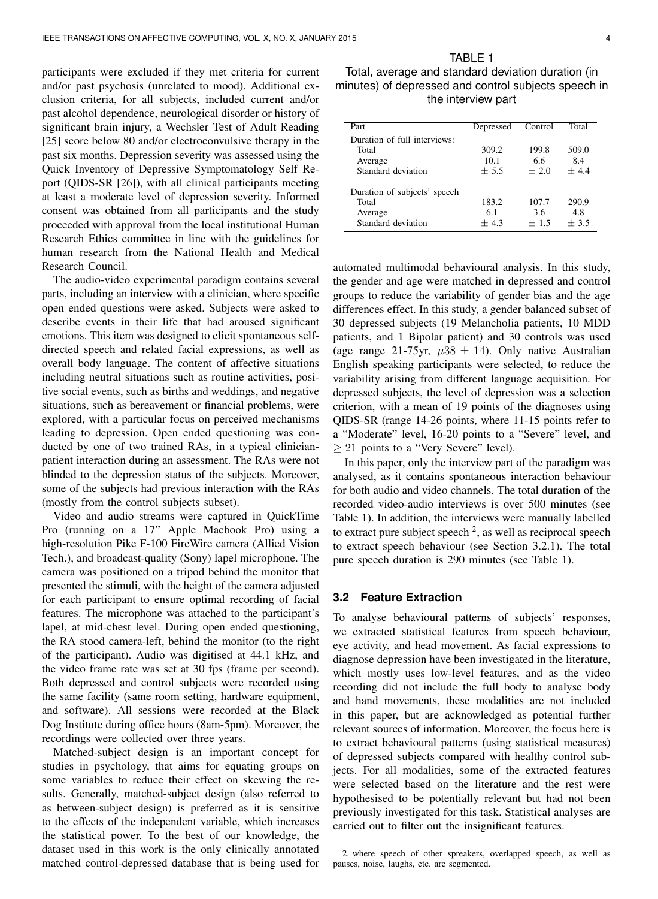participants were excluded if they met criteria for current and/or past psychosis (unrelated to mood). Additional exclusion criteria, for all subjects, included current and/or past alcohol dependence, neurological disorder or history of significant brain injury, a Wechsler Test of Adult Reading [25] score below 80 and/or electroconvulsive therapy in the past six months. Depression severity was assessed using the Quick Inventory of Depressive Symptomatology Self Report (QIDS-SR [26]), with all clinical participants meeting at least a moderate level of depression severity. Informed consent was obtained from all participants and the study proceeded with approval from the local institutional Human Research Ethics committee in line with the guidelines for human research from the National Health and Medical Research Council.

The audio-video experimental paradigm contains several parts, including an interview with a clinician, where specific open ended questions were asked. Subjects were asked to describe events in their life that had aroused significant emotions. This item was designed to elicit spontaneous self-directed speech and related facial expressions, as well as overall body language. The content of affective situations including neutral situations such as routine activities, positive social events, such as births and weddings, and negative situations, such as bereavement or financial problems, were explored, with a particular focus on perceived mechanisms leading to depression. Open ended questioning was conducted by one of two trained RAs, in a typical clinician-patient interaction during an assessment. The RAs were not blinded to the depression status of the subjects. Moreover, some of the subjects had previous interaction with the RAs (mostly from the control subjects subset).

Video and audio streams were captured in QuickTime Pro (running on a 17" Apple Macbook Pro) using a high-resolution Pike F-100 FireWire camera (Allied Vision Tech.), and broadcast-quality (Sony) lapel microphone. The camera was positioned on a tripod behind the monitor that presented the stimuli, with the height of the camera adjusted for each participant to ensure optimal recording of facial features. The microphone was attached to the participant's lapel, at mid-chest level. During open ended questioning, the RA stood camera-left, behind the monitor (to the right of the participant). Audio was digitised at 44.1 kHz, and the video frame rate was set at 30 fps (frame per second). Both depressed and control subjects were recorded using the same facility (same room setting, hardware equipment, and software). All sessions were recorded at the Black Dog Institute during office hours (8am-5pm). Moreover, the recordings were collected over three years.

Matched-subject design is an important concept for studies in psychology, that aims for equating groups on some variables to reduce their effect on skewing the results. Generally, matched-subject design (also referred to as between-subject design) is preferred as it is sensitive to the effects of the independent variable, which increases the statistical power. To the best of our knowledge, the dataset used in this work is the only clinically annotated matched control-depressed database that is being used for automated multimodal behavioural analysis. In this study, the gender and age were matched in depressed and control groups to reduce the variability of gender bias and the age differences effect. In this study, a gender balanced subset of 30 depressed subjects (19 Melancholia patients, 10 MDD patients, and 1 Bipolar patient) and 30 controls was used (age range 21-75yr, $\mu 38 \pm 14$). Only native Australian English speaking participants were selected, to reduce the variability arising from different language acquisition. For depressed subjects, the level of depression was a selection criterion, with a mean of 19 points of the diagnoses using QIDS-SR (range 14-26 points, where 11-15 points refer to a "Moderate" level, 16-20 points to a "Severe" level, and $\geq 21$ points to a "Very Severe" level).

TABLE 1
Total, average and standard deviation duration (in minutes) of depressed and control subjects speech in the interview part

| Part | Depressed | Control | Total |
|---|---|---|---|
| Duration of full interviews: | | | |
| Total | 309.2 | 199.8 | 509.0 |
| Average | 10.1 | 6.6 | 8.4 |
| Standard deviation | $\pm$ 5.5 | $\pm$ 2.0 | $\pm$ 4.4 |
| Duration of subjects' speech | | | |
| Total | 183.2 | 107.7 | 290.9 |
| Average | 6.1 | 3.6 | 4.8 |
| Standard deviation | $\pm$ 4.3 | $\pm$ 1.5 | $\pm$ 3.5 |

In this paper, only the interview part of the paradigm was analysed, as it contains spontaneous interaction behaviour for both audio and video channels. The total duration of the recorded video-audio interviews is over 500 minutes (see Table 1). In addition, the interviews were manually labelled to extract pure subject speech [2], as well as reciprocal speech to extract speech behaviour (see Section 3.2.1). The total pure speech duration is 290 minutes (see Table 1).

### 3.2 Feature Extraction

To analyse behavioural patterns of subjects' responses, we extracted statistical features from speech behaviour, eye activity, and head movement. As facial expressions to diagnose depression have been investigated in the literature, which mostly uses low-level features, and as the video recording did not include the full body to analyse body and hand movements, these modalities are not included in this paper, but are acknowledged as potential further relevant sources of information. Moreover, the focus here is to extract behavioural patterns (using statistical measures) of depressed subjects compared with healthy control subjects. For all modalities, some of the extracted features were selected based on the literature and the rest were hypothesised to be potentially relevant but had not been previously investigated for this task. Statistical analyses are carried out to filter out the insignificant features.

2. where speech of other spreakers, overlapped speech, as well as pauses, noise, laughs, etc. are segmented.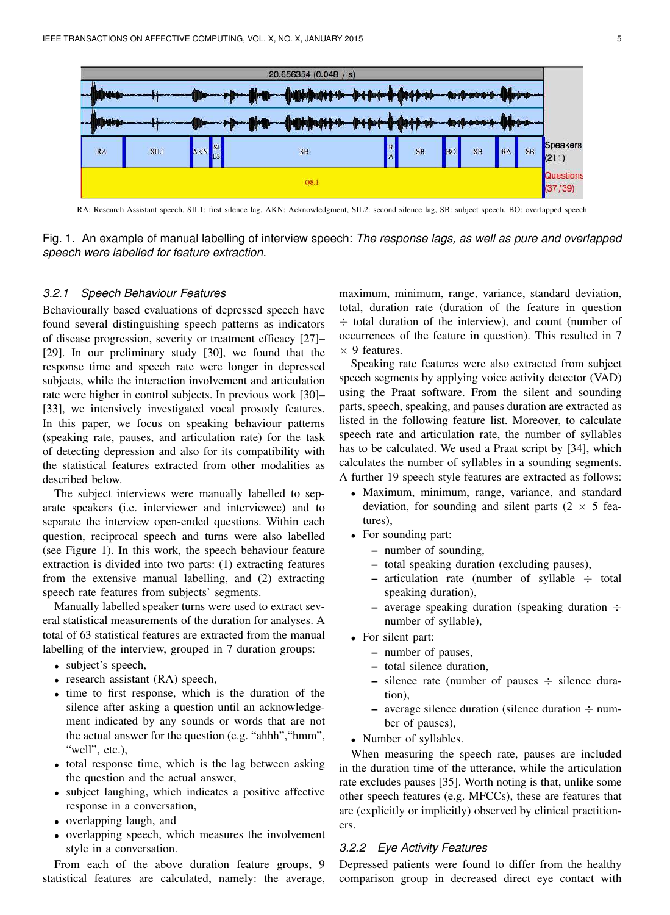RA: Research Assistant speech, SIL1: first silence lag, AKN: Acknowledgment, SIL2: second silence lag, SB: subject speech, BO: overlapped speech

Fig. 1. An example of manual labelling of interview speech: *The response lags, as well as pure and overlapped speech were labelled for feature extraction.*

#### 3.2.1 Speech Behaviour Features

Behaviourally based evaluations of depressed speech have found several distinguishing speech patterns as indicators of disease progression, severity or treatment efficacy [27]–[29]. In our preliminary study [30], we found that the response time and speech rate were longer in depressed subjects, while the interaction involvement and articulation rate were higher in control subjects. In previous work [30]–[33], we intensively investigated vocal prosody features. In this paper, we focus on speaking behaviour patterns (speaking rate, pauses, and articulation rate) for the task of detecting depression and also for its compatibility with the statistical features extracted from other modalities as described below.

The subject interviews were manually labelled to separate speakers (i.e. interviewer and interviewee) and to separate the interview open-ended questions. Within each question, reciprocal speech and turns were also labelled (see Figure 1). In this work, the speech behaviour feature extraction is divided into two parts: (1) extracting features from the extensive manual labelling, and (2) extracting speech rate features from subjects' segments.

Manually labelled speaker turns were used to extract several statistical measurements of the duration for analyses. A total of 63 statistical features are extracted from the manual labelling of the interview, grouped in 7 duration groups:

- subject's speech,
- research assistant (RA) speech,
- time to first response, which is the duration of the silence after asking a question until an acknowledgement indicated by any sounds or words that are not the actual answer for the question (e.g. "ahhh","hmm", "well", etc.),
- total response time, which is the lag between asking the question and the actual answer,
- subject laughing, which indicates a positive affective response in a conversation,
- overlapping laugh, and
- overlapping speech, which measures the involvement style in a conversation.

From each of the above duration feature groups, 9 statistical features are calculated, namely: the average, maximum, minimum, range, variance, standard deviation, total, duration rate (duration of the feature in question ÷ total duration of the interview), and count (number of occurrences of the feature in question). This resulted in 7 × 9 features.

Speaking rate features were also extracted from subject speech segments by applying voice activity detector (VAD) using the Praat software. From the silent and sounding parts, speech, speaking, and pauses duration are extracted as listed in the following feature list. Moreover, to calculate speech rate and articulation rate, the number of syllables has to be calculated. We used a Praat script by [34], which calculates the number of syllables in a sounding segments. A further 19 speech style features are extracted as follows:

- Maximum, minimum, range, variance, and standard deviation, for sounding and silent parts (2 × 5 features),
- For sounding part:
  - number of sounding,
  - total speaking duration (excluding pauses),
  - articulation rate (number of syllable ÷ total speaking duration),
  - average speaking duration (speaking duration ÷ number of syllable),
- For silent part:
  - number of pauses,
  - total silence duration,
  - silence rate (number of pauses ÷ silence duration),
  - average silence duration (silence duration ÷ number of pauses),
- Number of syllables.

When measuring the speech rate, pauses are included in the duration time of the utterance, while the articulation rate excludes pauses [35]. Worth noting is that, unlike some other speech features (e.g. MFCCs), these are features that are (explicitly or implicitly) observed by clinical practitioners.

#### 3.2.2 Eye Activity Features

Depressed patients were found to differ from the healthy comparison group in decreased direct eye contact with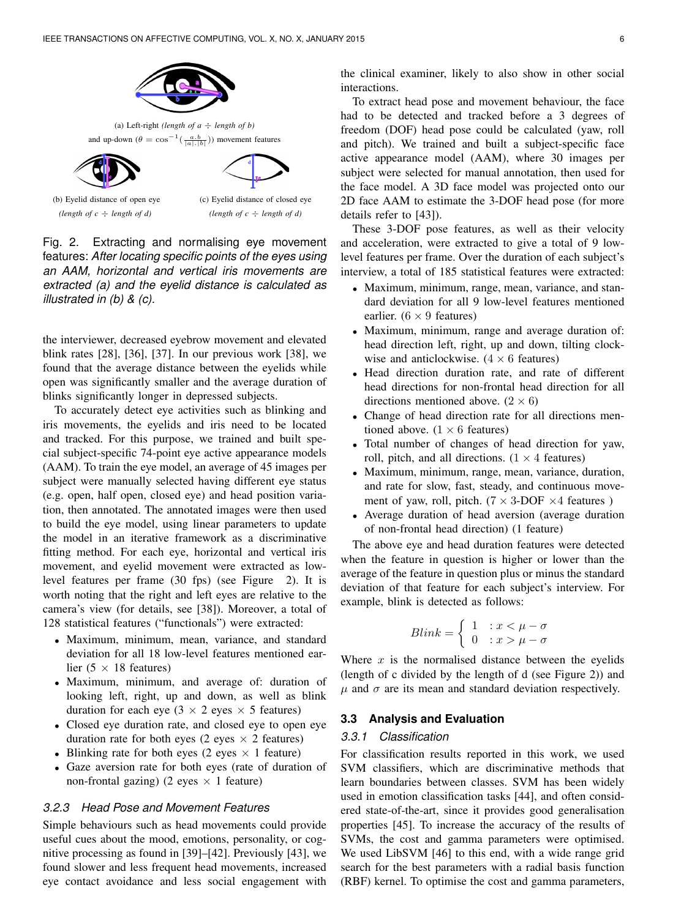(a) Left-right *(length of a $\div$ length of b)* and up-down ($\theta = \cos^{-1}(\frac{a.b}{|a|.|b|})$) movement features

(b) Eyelid distance of open eye *(length of c $\div$ length of d)*

(c) Eyelid distance of closed eye *(length of c $\div$ length of d)*

Fig. 2. Extracting and normalising eye movement features: *After locating specific points of the eyes using an AAM, horizontal and vertical iris movements are extracted (a) and the eyelid distance is calculated as illustrated in (b) & (c).*

the interviewer, decreased eyebrow movement and elevated blink rates [28], [36], [37]. In our previous work [38], we found that the average distance between the eyelids while open was significantly smaller and the average duration of blinks significantly longer in depressed subjects.

To accurately detect eye activities such as blinking and iris movements, the eyelids and iris need to be located and tracked. For this purpose, we trained and built special subject-specific 74-point eye active appearance models (AAM). To train the eye model, an average of 45 images per subject were manually selected having different eye status (e.g. open, half open, closed eye) and head position variation, then annotated. The annotated images were then used to build the eye model, using linear parameters to update the model in an iterative framework as a discriminative fitting method. For each eye, horizontal and vertical iris movement, and eyelid movement were extracted as low-level features per frame (30 fps) (see Figure 2). It is worth noting that the right and left eyes are relative to the camera's view (for details, see [38]). Moreover, a total of 128 statistical features ("functionals") were extracted:

- Maximum, minimum, mean, variance, and standard deviation for all 18 low-level features mentioned earlier ($5 \times 18$ features)
- Maximum, minimum, and average of: duration of looking left, right, up and down, as well as blink duration for each eye ($3 \times 2$ eyes $\times$ 5 features)
- Closed eye duration rate, and closed eye to open eye duration rate for both eyes (2 eyes $\times$ 2 features)
- Blinking rate for both eyes (2 eyes $\times$ 1 feature)
- Gaze aversion rate for both eyes (rate of duration of non-frontal gazing) (2 eyes $\times$ 1 feature)

### 3.2.3 Head Pose and Movement Features

Simple behaviours such as head movements could provide useful cues about the mood, emotions, personality, or cognitive processing as found in [39]–[42]. Previously [43], we found slower and less frequent head movements, increased eye contact avoidance and less social engagement with the clinical examiner, likely to also show in other social interactions.

To extract head pose and movement behaviour, the face had to be detected and tracked before a 3 degrees of freedom (DOF) head pose could be calculated (yaw, roll and pitch). We trained and built a subject-specific face active appearance model (AAM), where 30 images per subject were selected for manual annotation, then used for the face model. A 3D face model was projected onto our 2D face AAM to estimate the 3-DOF head pose (for more details refer to [43]).

These 3-DOF pose features, as well as their velocity and acceleration, were extracted to give a total of 9 low-level features per frame. Over the duration of each subject's interview, a total of 185 statistical features were extracted:

- Maximum, minimum, range, mean, variance, and standard deviation for all 9 low-level features mentioned earlier. ($6 \times 9$ features)
- Maximum, minimum, range and average duration of: head direction left, right, up and down, tilting clockwise and anticlockwise. ($4 \times 6$ features)
- Head direction duration rate, and rate of different head directions for non-frontal head direction for all directions mentioned above. ($2 \times 6$)
- Change of head direction rate for all directions mentioned above. ($1 \times 6$ features)
- Total number of changes of head direction for yaw, roll, pitch, and all directions. ($1 \times 4$ features)
- Maximum, minimum, range, mean, variance, duration, and rate for slow, fast, steady, and continuous movement of yaw, roll, pitch. ($7 \times$ 3-DOF $\times 4$ features )
- Average duration of head aversion (average duration of non-frontal head direction) (1 feature)

The above eye and head duration features were detected when the feature in question is higher or lower than the average of the feature in question plus or minus the standard deviation of that feature for each subject's interview. For example, blink is detected as follows:

$$Blink = \begin{cases} 1 & : x < \mu - \sigma \\ 0 & : x > \mu - \sigma \end{cases}$$

Where $x$ is the normalised distance between the eyelids (length of c divided by the length of d (see Figure 2)) and $\mu$ and $\sigma$ are its mean and standard deviation respectively.

## 3.3 Analysis and Evaluation

### 3.3.1 Classification

For classification results reported in this work, we used SVM classifiers, which are discriminative methods that learn boundaries between classes. SVM has been widely used in emotion classification tasks [44], and often considered state-of-the-art, since it provides good generalisation properties [45]. To increase the accuracy of the results of SVMs, the cost and gamma parameters were optimised. We used LibSVM [46] to this end, with a wide range grid search for the best parameters with a radial basis function (RBF) kernel. To optimise the cost and gamma parameters,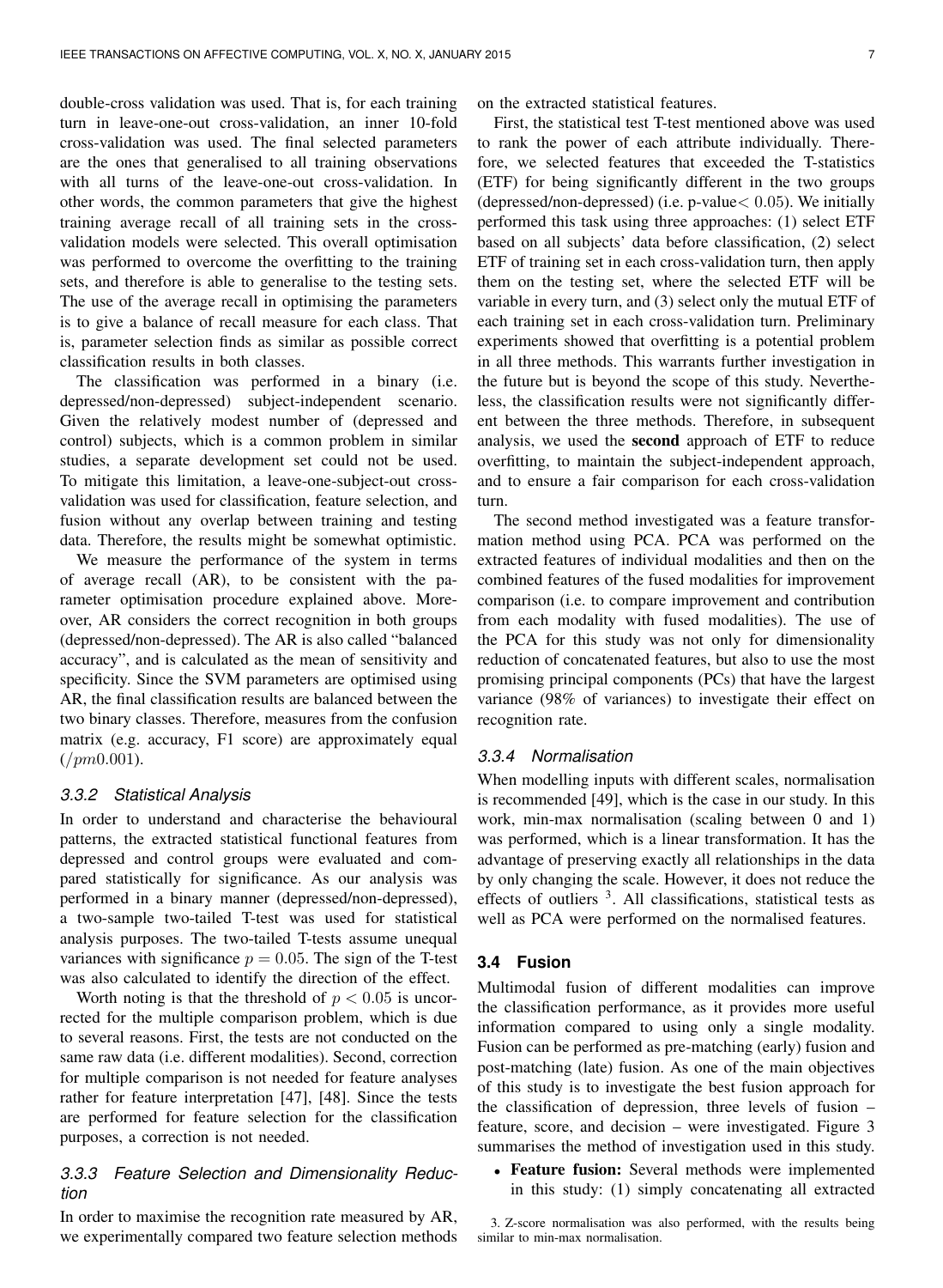double-cross validation was used. That is, for each training turn in leave-one-out cross-validation, an inner 10-fold cross-validation was used. The final selected parameters are the ones that generalised to all training observations with all turns of the leave-one-out cross-validation. In other words, the common parameters that give the highest training average recall of all training sets in the cross-validation models were selected. This overall optimisation was performed to overcome the overfitting to the training sets, and therefore is able to generalise to the testing sets. The use of the average recall in optimising the parameters is to give a balance of recall measure for each class. That is, parameter selection finds as similar as possible correct classification results in both classes.

The classification was performed in a binary (i.e. depressed/non-depressed) subject-independent scenario. Given the relatively modest number of (depressed and control) subjects, which is a common problem in similar studies, a separate development set could not be used. To mitigate this limitation, a leave-one-subject-out cross-validation was used for classification, feature selection, and fusion without any overlap between training and testing data. Therefore, the results might be somewhat optimistic.

We measure the performance of the system in terms of average recall (AR), to be consistent with the parameter optimisation procedure explained above. Moreover, AR considers the correct recognition in both groups (depressed/non-depressed). The AR is also called "balanced accuracy", and is calculated as the mean of sensitivity and specificity. Since the SVM parameters are optimised using AR, the final classification results are balanced between the two binary classes. Therefore, measures from the confusion matrix (e.g. accuracy, F1 score) are approximately equal $(/pm0.001)$.

#### 3.3.2 Statistical Analysis

In order to understand and characterise the behavioural patterns, the extracted statistical functional features from depressed and control groups were evaluated and compared statistically for significance. As our analysis was performed in a binary manner (depressed/non-depressed), a two-sample two-tailed T-test was used for statistical analysis purposes. The two-tailed T-tests assume unequal variances with significance $p = 0.05$. The sign of the T-test was also calculated to identify the direction of the effect.

Worth noting is that the threshold of $p < 0.05$ is uncorrected for the multiple comparison problem, which is due to several reasons. First, the tests are not conducted on the same raw data (i.e. different modalities). Second, correction for multiple comparison is not needed for feature analyses rather for feature interpretation [47], [48]. Since the tests are performed for feature selection for the classification purposes, a correction is not needed.

#### 3.3.3 Feature Selection and Dimensionality Reduction

In order to maximise the recognition rate measured by AR, we experimentally compared two feature selection methods on the extracted statistical features.

First, the statistical test T-test mentioned above was used to rank the power of each attribute individually. Therefore, we selected features that exceeded the T-statistics (ETF) for being significantly different in the two groups (depressed/non-depressed) (i.e. p-value$< 0.05$). We initially performed this task using three approaches: (1) select ETF based on all subjects' data before classification, (2) select ETF of training set in each cross-validation turn, then apply them on the testing set, where the selected ETF will be variable in every turn, and (3) select only the mutual ETF of each training set in each cross-validation turn. Preliminary experiments showed that overfitting is a potential problem in all three methods. This warrants further investigation in the future but is beyond the scope of this study. Nevertheless, the classification results were not significantly different between the three methods. Therefore, in subsequent analysis, we used the **second** approach of ETF to reduce overfitting, to maintain the subject-independent approach, and to ensure a fair comparison for each cross-validation turn.

The second method investigated was a feature transformation method using PCA. PCA was performed on the extracted features of individual modalities and then on the combined features of the fused modalities for improvement comparison (i.e. to compare improvement and contribution from each modality with fused modalities). The use of the PCA for this study was not only for dimensionality reduction of concatenated features, but also to use the most promising principal components (PCs) that have the largest variance (98% of variances) to investigate their effect on recognition rate.

#### 3.3.4 Normalisation

When modelling inputs with different scales, normalisation is recommended [49], which is the case in our study. In this work, min-max normalisation (scaling between 0 and 1) was performed, which is a linear transformation. It has the advantage of preserving exactly all relationships in the data by only changing the scale. However, it does not reduce the effects of outliers [3]. All classifications, statistical tests as well as PCA were performed on the normalised features.

### 3.4 Fusion

Multimodal fusion of different modalities can improve the classification performance, as it provides more useful information compared to using only a single modality. Fusion can be performed as pre-matching (early) fusion and post-matching (late) fusion. As one of the main objectives of this study is to investigate the best fusion approach for the classification of depression, three levels of fusion – feature, score, and decision – were investigated. Figure 3 summarises the method of investigation used in this study.

- **Feature fusion:** Several methods were implemented in this study: (1) simply concatenating all extracted

3. Z-score normalisation was also performed, with the results being similar to min-max normalisation.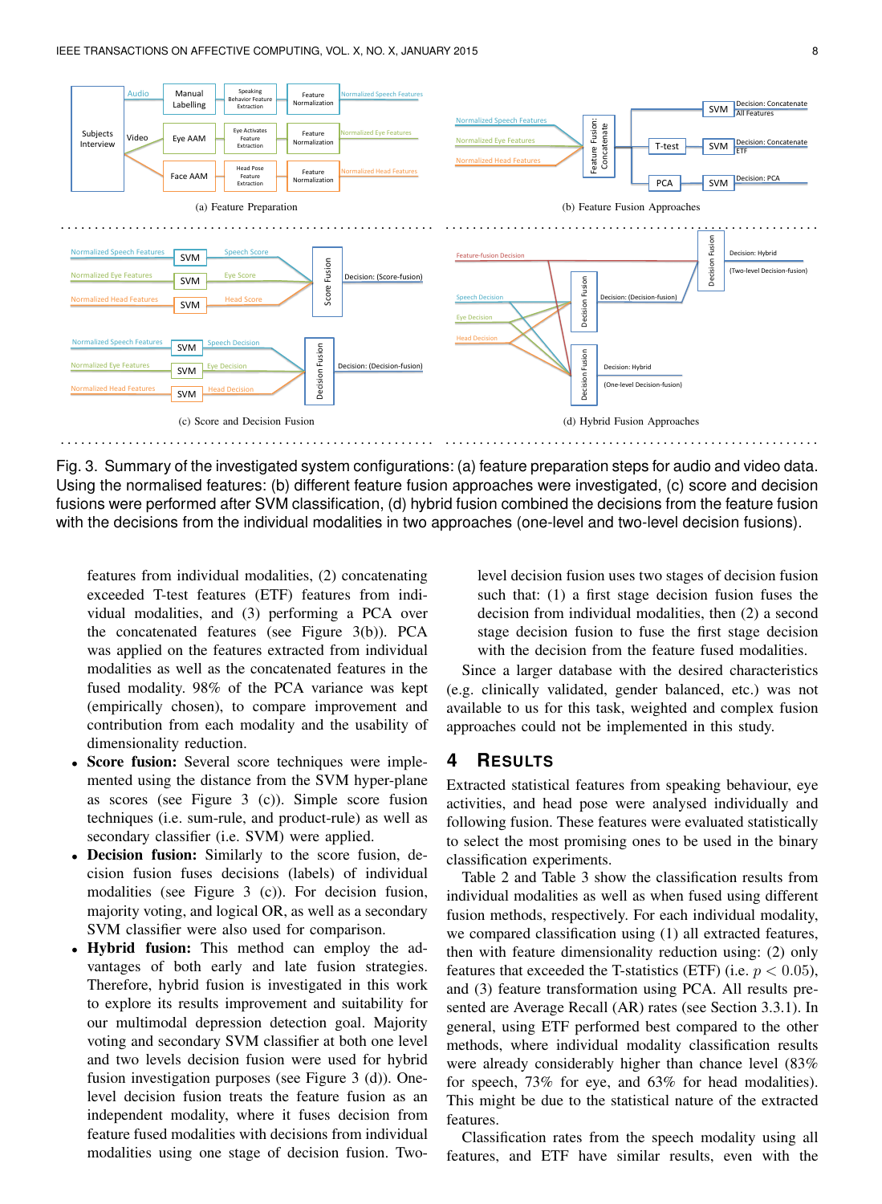Fig. 3. Summary of the investigated system configurations: (a) feature preparation steps for audio and video data. Using the normalised features: (b) different feature fusion approaches were investigated, (c) score and decision fusions were performed after SVM classification, (d) hybrid fusion combined the decisions from the feature fusion with the decisions from the individual modalities in two approaches (one-level and two-level decision fusions).

features from individual modalities, (2) concatenating exceeded T-test features (ETF) features from individual modalities, and (3) performing a PCA over the concatenated features (see Figure 3(b)). PCA was applied on the features extracted from individual modalities as well as the concatenated features in the fused modality. 98% of the PCA variance was kept (empirically chosen), to compare improvement and contribution from each modality and the usability of dimensionality reduction.

- **Score fusion:** Several score techniques were implemented using the distance from the SVM hyper-plane as scores (see Figure 3 (c)). Simple score fusion techniques (i.e. sum-rule, and product-rule) as well as secondary classifier (i.e. SVM) were applied.
- **Decision fusion:** Similarly to the score fusion, decision fusion fuses decisions (labels) of individual modalities (see Figure 3 (c)). For decision fusion, majority voting, and logical OR, as well as a secondary SVM classifier were also used for comparison.
- **Hybrid fusion:** This method can employ the advantages of both early and late fusion strategies. Therefore, hybrid fusion is investigated in this work to explore its results improvement and suitability for our multimodal depression detection goal. Majority voting and secondary SVM classifier at both one level and two levels decision fusion were used for hybrid fusion investigation purposes (see Figure 3 (d)). One-level decision fusion treats the feature fusion as an independent modality, where it fuses decision from feature fused modalities with decisions from individual modalities using one stage of decision fusion. Two-level decision fusion uses two stages of decision fusion such that: (1) a first stage decision fusion fuses the decision from individual modalities, then (2) a second stage decision fusion to fuse the first stage decision with the decision from the feature fused modalities.

Since a larger database with the desired characteristics (e.g. clinically validated, gender balanced, etc.) was not available to us for this task, weighted and complex fusion approaches could not be implemented in this study.

## 4 Results

Extracted statistical features from speaking behaviour, eye activities, and head pose were analysed individually and following fusion. These features were evaluated statistically to select the most promising ones to be used in the binary classification experiments.

Table 2 and Table 3 show the classification results from individual modalities as well as when fused using different fusion methods, respectively. For each individual modality, we compared classification using (1) all extracted features, then with feature dimensionality reduction using: (2) only features that exceeded the T-statistics (ETF) (i.e. $p < 0.05$), and (3) feature transformation using PCA. All results presented are Average Recall (AR) rates (see Section 3.3.1). In general, using ETF performed best compared to the other methods, where individual modality classification results were already considerably higher than chance level (83% for speech, 73% for eye, and 63% for head modalities). This might be due to the statistical nature of the extracted features.

Classification rates from the speech modality using all features, and ETF have similar results, even with the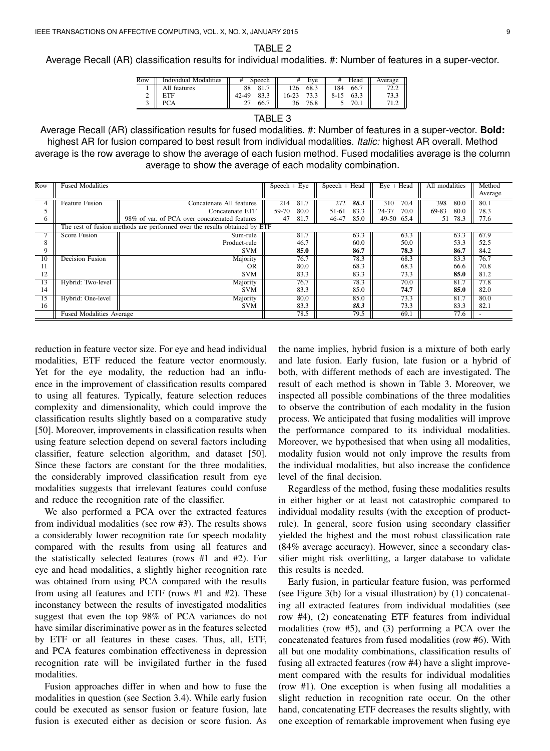TABLE 2

Average Recall (AR) classification results for individual modalities. #: Number of features in a super-vector.

| Row | Individual Modalities | # | Speech | # | Eye | # | Head | Average |
|---|---|---|---|---|---|---|---|---|
| 1 | All features | 88 | 81.7 | 126 | 68.3 | 184 | 66.7 | 72.2 |
| 2 | ETF | 42-49 | 83.3 | 16-23 | 73.3 | 8-15 | 63.3 | 73.3 |
| 3 | PCA | 27 | 66.7 | 36 | 76.8 | 5 | 70.1 | 71.2 |

TABLE 3

Average Recall (AR) classification results for fused modalities. #: Number of features in a super-vector. **Bold:** highest AR for fusion compared to best result from individual modalities. *Italic:* highest AR overall. Method average is the row average to show the average of each fusion method. Fused modalities average is the column average to show the average of each modality combination.

| Row | Fused Modalities | | # | Speech + Eye | # | Speech + Head | # | Eye + Head | # | All modalities | Method Average |
|---|---|---|---|---|---|---|---|---|---|---|---|
| 4 | Feature Fusion | Concatenate All features | 214 | 81.7 | 272 | ***88.3*** | 310 | 70.4 | 398 | 80.0 | 80.1 |
| 5 | | Concatenate ETF | 59-70 | 80.0 | 51-61 | 83.3 | 24-37 | 70.0 | 69-83 | 80.0 | 78.3 |
| 6 | | 98% of var. of PCA over concatenated features | 47 | 81.7 | 46-47 | 85.0 | 49-50 | 65.4 | 51 | 78.3 | 77.6 |
| | The rest of fusion methods are performed over the results obtained by ETF | | | | | | | | | | |
| 7 | Score Fusion | Sum-rule | | 81.7 | | 63.3 | | 63.3 | | 63.3 | 67.9 |
| 8 | | Product-rule | | 46.7 | | 60.0 | | 50.0 | | 53.3 | 52.5 |
| 9 | | SVM | | **85.0** | | **86.7** | | **78.3** | | **86.7** | 84.2 |
| 10 | Decision Fusion | Majority | | 76.7 | | 78.3 | | 68.3 | | 83.3 | 76.7 |
| 11 | | OR | | 80.0 | | 68.3 | | 68.3 | | 66.6 | 70.8 |
| 12 | | SVM | | 83.3 | | 83.3 | | 73.3 | | **85.0** | 81.2 |
| 13 | Hybrid: Two-level | Majority | | 76.7 | | 78.3 | | 70.0 | | 81.7 | 77.8 |
| 14 | | SVM | | 83.3 | | 85.0 | | **74.7** | | **85.0** | 82.0 |
| 15 | Hybrid: One-level | Majority | | 80.0 | | 85.0 | | 73.3 | | 81.7 | 80.0 |
| 16 | | SVM | | 83.3 | | ***88.3*** | | 73.3 | | 83.3 | 82.1 |
| | Fused Modalities Average | | | 78.5 | | 79.5 | | 69.1 | | 77.6 | - |

reduction in feature vector size. For eye and head individual modalities, ETF reduced the feature vector enormously. Yet for the eye modality, the reduction had an influence in the improvement of classification results compared to using all features. Typically, feature selection reduces complexity and dimensionality, which could improve the classification results slightly based on a comparative study [50]. Moreover, improvements in classification results when using feature selection depend on several factors including classifier, feature selection algorithm, and dataset [50]. Since these factors are constant for the three modalities, the considerably improved classification result from eye modalities suggests that irrelevant features could confuse and reduce the recognition rate of the classifier.

We also performed a PCA over the extracted features from individual modalities (see row #3). The results shows a considerably lower recognition rate for speech modality compared with the results from using all features and the statistically selected features (rows #1 and #2). For eye and head modalities, a slightly higher recognition rate was obtained from using PCA compared with the results from using all features and ETF (rows #1 and #2). These inconstancy between the results of investigated modalities suggest that even the top 98% of PCA variances do not have similar discriminative power as in the features selected by ETF or all features in these cases. Thus, all, ETF, and PCA features combination effectiveness in depression recognition rate will be invigilated further in the fused modalities.

Fusion approaches differ in when and how to fuse the modalities in question (see Section 3.4). While early fusion could be executed as sensor fusion or feature fusion, late fusion is executed either as decision or score fusion. As the name implies, hybrid fusion is a mixture of both early and late fusion. Early fusion, late fusion or a hybrid of both, with different methods of each are investigated. The result of each method is shown in Table 3. Moreover, we inspected all possible combinations of the three modalities to observe the contribution of each modality in the fusion process. We anticipated that fusing modalities will improve the performance compared to its individual modalities. Moreover, we hypothesised that when using all modalities, modality fusion would not only improve the results from the individual modalities, but also increase the confidence level of the final decision.

Regardless of the method, fusing these modalities results in either higher or at least not catastrophic compared to individual modality results (with the exception of product-rule). In general, score fusion using secondary classifier yielded the highest and the most robust classification rate (84% average accuracy). However, since a secondary classifier might risk overfitting, a larger database to validate this results is needed.

Early fusion, in particular feature fusion, was performed (see Figure 3(b) for a visual illustration) by (1) concatenating all extracted features from individual modalities (see row #4), (2) concatenating ETF features from individual modalities (row #5), and (3) performing a PCA over the concatenated features from fused modalities (row #6). With all but one modality combinations, classification results of fusing all extracted features (row #4) have a slight improvement compared with the results for individual modalities (row #1). One exception is when fusing all modalities a slight reduction in recognition rate occur. On the other hand, concatenating ETF decreases the results slightly, with one exception of remarkable improvement when fusing eye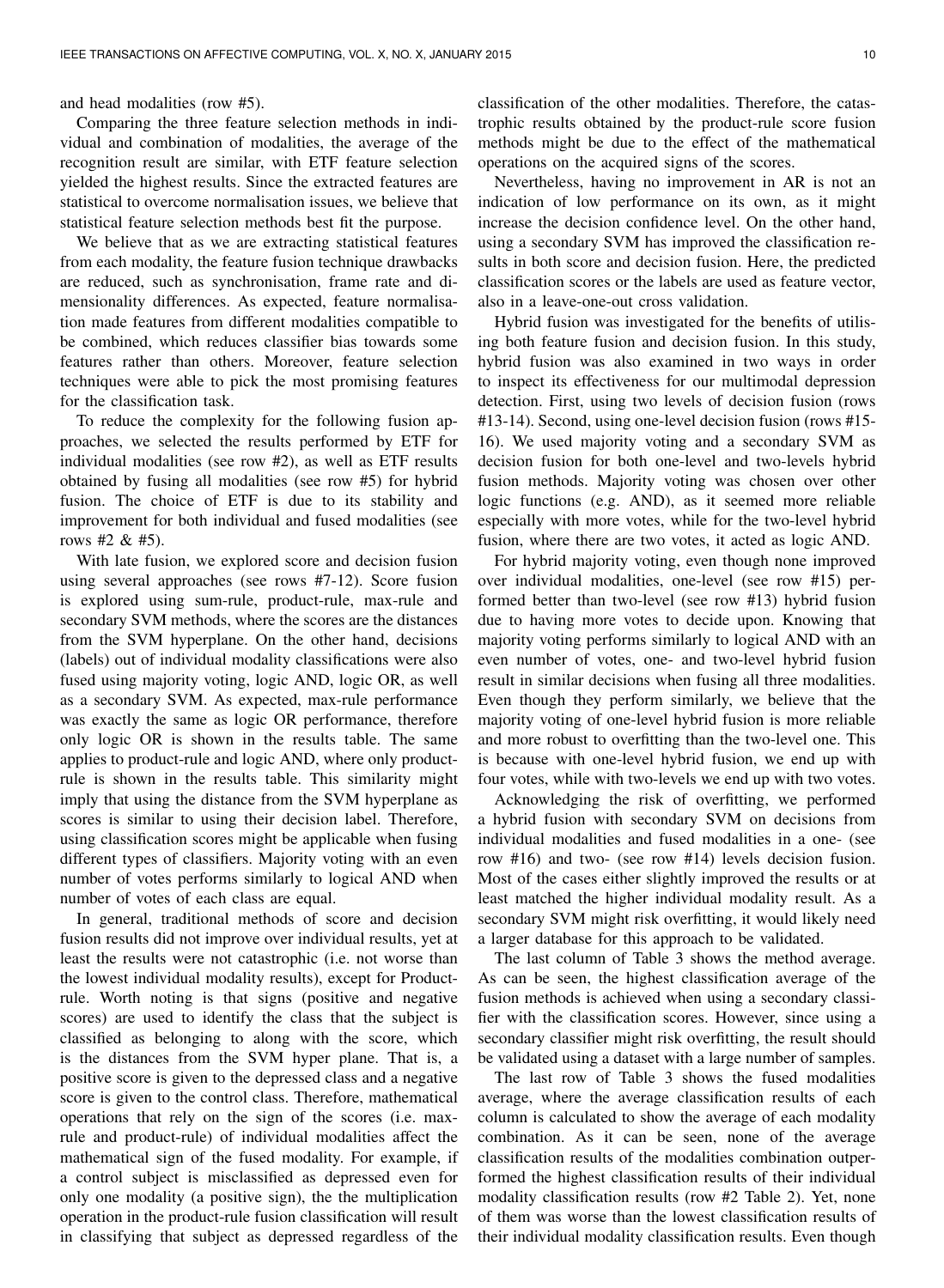and head modalities (row #5).

Comparing the three feature selection methods in individual and combination of modalities, the average of the recognition result are similar, with ETF feature selection yielded the highest results. Since the extracted features are statistical to overcome normalisation issues, we believe that statistical feature selection methods best fit the purpose.

We believe that as we are extracting statistical features from each modality, the feature fusion technique drawbacks are reduced, such as synchronisation, frame rate and dimensionality differences. As expected, feature normalisation made features from different modalities compatible to be combined, which reduces classifier bias towards some features rather than others. Moreover, feature selection techniques were able to pick the most promising features for the classification task.

To reduce the complexity for the following fusion approaches, we selected the results performed by ETF for individual modalities (see row #2), as well as ETF results obtained by fusing all modalities (see row #5) for hybrid fusion. The choice of ETF is due to its stability and improvement for both individual and fused modalities (see rows #2 & #5).

With late fusion, we explored score and decision fusion using several approaches (see rows #7-12). Score fusion is explored using sum-rule, product-rule, max-rule and secondary SVM methods, where the scores are the distances from the SVM hyperplane. On the other hand, decisions (labels) out of individual modality classifications were also fused using majority voting, logic AND, logic OR, as well as a secondary SVM. As expected, max-rule performance was exactly the same as logic OR performance, therefore only logic OR is shown in the results table. The same applies to product-rule and logic AND, where only product-rule is shown in the results table. This similarity might imply that using the distance from the SVM hyperplane as scores is similar to using their decision label. Therefore, using classification scores might be applicable when fusing different types of classifiers. Majority voting with an even number of votes performs similarly to logical AND when number of votes of each class are equal.

In general, traditional methods of score and decision fusion results did not improve over individual results, yet at least the results were not catastrophic (i.e. not worse than the lowest individual modality results), except for Product-rule. Worth noting is that signs (positive and negative scores) are used to identify the class that the subject is classified as belonging to along with the score, which is the distances from the SVM hyper plane. That is, a positive score is given to the depressed class and a negative score is given to the control class. Therefore, mathematical operations that rely on the sign of the scores (i.e. max-rule and product-rule) of individual modalities affect the mathematical sign of the fused modality. For example, if a control subject is misclassified as depressed even for only one modality (a positive sign), the the multiplication operation in the product-rule fusion classification will result in classifying that subject as depressed regardless of the classification of the other modalities. Therefore, the catastrophic results obtained by the product-rule score fusion methods might be due to the effect of the mathematical operations on the acquired signs of the scores.

Nevertheless, having no improvement in AR is not an indication of low performance on its own, as it might increase the decision confidence level. On the other hand, using a secondary SVM has improved the classification results in both score and decision fusion. Here, the predicted classification scores or the labels are used as feature vector, also in a leave-one-out cross validation.

Hybrid fusion was investigated for the benefits of utilising both feature fusion and decision fusion. In this study, hybrid fusion was also examined in two ways in order to inspect its effectiveness for our multimodal depression detection. First, using two levels of decision fusion (rows #13-14). Second, using one-level decision fusion (rows #15-16). We used majority voting and a secondary SVM as decision fusion for both one-level and two-levels hybrid fusion methods. Majority voting was chosen over other logic functions (e.g. AND), as it seemed more reliable especially with more votes, while for the two-level hybrid fusion, where there are two votes, it acted as logic AND.

For hybrid majority voting, even though none improved over individual modalities, one-level (see row #15) performed better than two-level (see row #13) hybrid fusion due to having more votes to decide upon. Knowing that majority voting performs similarly to logical AND with an even number of votes, one- and two-level hybrid fusion result in similar decisions when fusing all three modalities. Even though they perform similarly, we believe that the majority voting of one-level hybrid fusion is more reliable and more robust to overfitting than the two-level one. This is because with one-level hybrid fusion, we end up with four votes, while with two-levels we end up with two votes.

Acknowledging the risk of overfitting, we performed a hybrid fusion with secondary SVM on decisions from individual modalities and fused modalities in a one- (see row #16) and two- (see row #14) levels decision fusion. Most of the cases either slightly improved the results or at least matched the higher individual modality result. As a secondary SVM might risk overfitting, it would likely need a larger database for this approach to be validated.

The last column of Table 3 shows the method average. As can be seen, the highest classification average of the fusion methods is achieved when using a secondary classifier with the classification scores. However, since using a secondary classifier might risk overfitting, the result should be validated using a dataset with a large number of samples.

The last row of Table 3 shows the fused modalities average, where the average classification results of each column is calculated to show the average of each modality combination. As it can be seen, none of the average classification results of the modalities combination outperformed the highest classification results of their individual modality classification results (row #2 Table 2). Yet, none of them was worse than the lowest classification results of their individual modality classification results. Even though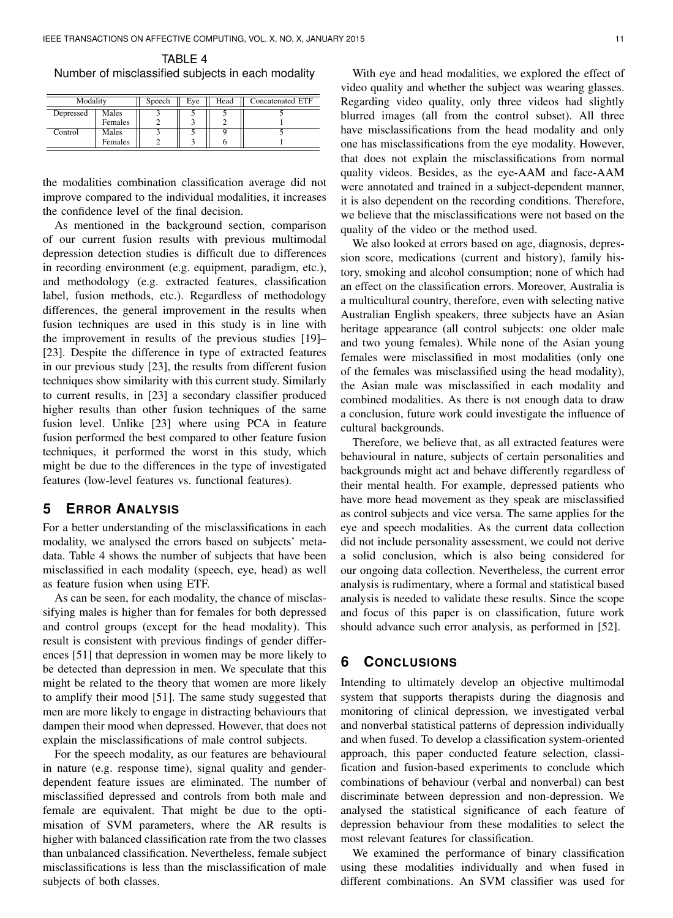TABLE 4
Number of misclassified subjects in each modality

| Modality | | Speech | Eye | Head | Concatenated ETF |
|---|---|---|---|---|---|
| Depressed | Males | 3 | 5 | 5 | 5 |
| | Females | 2 | 3 | 2 | 1 |
| Control | Males | 3 | 5 | 9 | 5 |
| | Females | 2 | 3 | 6 | 1 |

the modalities combination classification average did not improve compared to the individual modalities, it increases the confidence level of the final decision.

As mentioned in the background section, comparison of our current fusion results with previous multimodal depression detection studies is difficult due to differences in recording environment (e.g. equipment, paradigm, etc.), and methodology (e.g. extracted features, classification label, fusion methods, etc.). Regardless of methodology differences, the general improvement in the results when fusion techniques are used in this study is in line with the improvement in results of the previous studies [19]–[23]. Despite the difference in type of extracted features in our previous study [23], the results from different fusion techniques show similarity with this current study. Similarly to current results, in [23] a secondary classifier produced higher results than other fusion techniques of the same fusion level. Unlike [23] where using PCA in feature fusion performed the best compared to other feature fusion techniques, it performed the worst in this study, which might be due to the differences in the type of investigated features (low-level features vs. functional features).

## 5 Error Analysis

For a better understanding of the misclassifications in each modality, we analysed the errors based on subjects' metadata. Table 4 shows the number of subjects that have been misclassified in each modality (speech, eye, head) as well as feature fusion when using ETF.

As can be seen, for each modality, the chance of misclassifying males is higher than for females for both depressed and control groups (except for the head modality). This result is consistent with previous findings of gender differences [51] that depression in women may be more likely to be detected than depression in men. We speculate that this might be related to the theory that women are more likely to amplify their mood [51]. The same study suggested that men are more likely to engage in distracting behaviours that dampen their mood when depressed. However, that does not explain the misclassifications of male control subjects.

For the speech modality, as our features are behavioural in nature (e.g. response time), signal quality and gender-dependent feature issues are eliminated. The number of misclassified depressed and controls from both male and female are equivalent. That might be due to the optimisation of SVM parameters, where the AR results is higher with balanced classification rate from the two classes than unbalanced classification. Nevertheless, female subject misclassifications is less than the misclassification of male subjects of both classes.

With eye and head modalities, we explored the effect of video quality and whether the subject was wearing glasses. Regarding video quality, only three videos had slightly blurred images (all from the control subset). All three have misclassifications from the head modality and only one has misclassifications from the eye modality. However, that does not explain the misclassifications from normal quality videos. Besides, as the eye-AAM and face-AAM were annotated and trained in a subject-dependent manner, it is also dependent on the recording conditions. Therefore, we believe that the misclassifications were not based on the quality of the video or the method used.

We also looked at errors based on age, diagnosis, depression score, medications (current and history), family history, smoking and alcohol consumption; none of which had an effect on the classification errors. Moreover, Australia is a multicultural country, therefore, even with selecting native Australian English speakers, three subjects have an Asian heritage appearance (all control subjects: one older male and two young females). While none of the Asian young females were misclassified in most modalities (only one of the females was misclassified using the head modality), the Asian male was misclassified in each modality and combined modalities. As there is not enough data to draw a conclusion, future work could investigate the influence of cultural backgrounds.

Therefore, we believe that, as all extracted features were behavioural in nature, subjects of certain personalities and backgrounds might act and behave differently regardless of their mental health. For example, depressed patients who have more head movement as they speak are misclassified as control subjects and vice versa. The same applies for the eye and speech modalities. As the current data collection did not include personality assessment, we could not derive a solid conclusion, which is also being considered for our ongoing data collection. Nevertheless, the current error analysis is rudimentary, where a formal and statistical based analysis is needed to validate these results. Since the scope and focus of this paper is on classification, future work should advance such error analysis, as performed in [52].

## 6 Conclusions

Intending to ultimately develop an objective multimodal system that supports therapists during the diagnosis and monitoring of clinical depression, we investigated verbal and nonverbal statistical patterns of depression individually and when fused. To develop a classification system-oriented approach, this paper conducted feature selection, classification and fusion-based experiments to conclude which combinations of behaviour (verbal and nonverbal) can best discriminate between depression and non-depression. We analysed the statistical significance of each feature of depression behaviour from these modalities to select the most relevant features for classification.

We examined the performance of binary classification using these modalities individually and when fused in different combinations. An SVM classifier was used for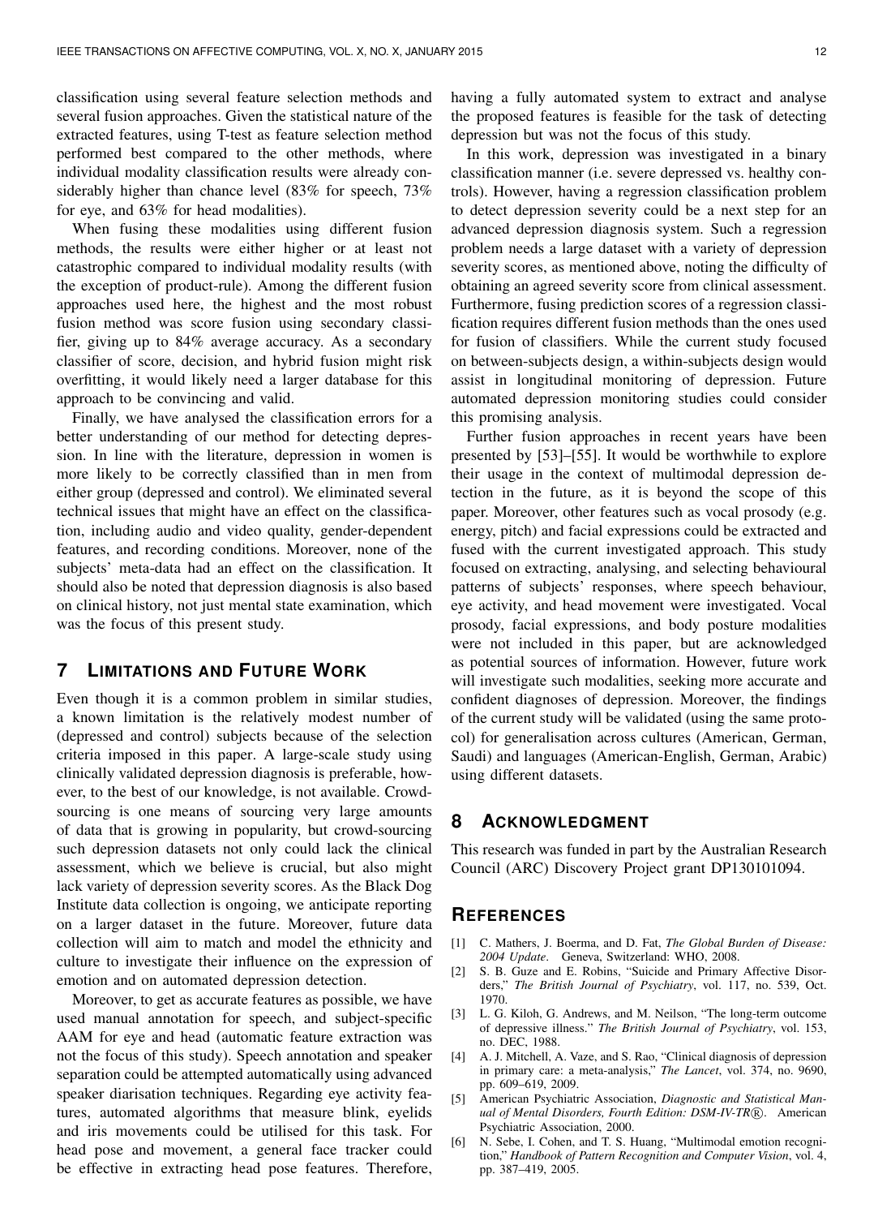classification using several feature selection methods and several fusion approaches. Given the statistical nature of the extracted features, using T-test as feature selection method performed best compared to the other methods, where individual modality classification results were already considerably higher than chance level (83% for speech, 73% for eye, and 63% for head modalities).

When fusing these modalities using different fusion methods, the results were either higher or at least not catastrophic compared to individual modality results (with the exception of product-rule). Among the different fusion approaches used here, the highest and the most robust fusion method was score fusion using secondary classifier, giving up to 84% average accuracy. As a secondary classifier of score, decision, and hybrid fusion might risk overfitting, it would likely need a larger database for this approach to be convincing and valid.

Finally, we have analysed the classification errors for a better understanding of our method for detecting depression. In line with the literature, depression in women is more likely to be correctly classified than in men from either group (depressed and control). We eliminated several technical issues that might have an effect on the classification, including audio and video quality, gender-dependent features, and recording conditions. Moreover, none of the subjects' meta-data had an effect on the classification. It should also be noted that depression diagnosis is also based on clinical history, not just mental state examination, which was the focus of this present study.

## 7 Limitations and Future Work

Even though it is a common problem in similar studies, a known limitation is the relatively modest number of (depressed and control) subjects because of the selection criteria imposed in this paper. A large-scale study using clinically validated depression diagnosis is preferable, however, to the best of our knowledge, is not available. Crowd-sourcing is one means of sourcing very large amounts of data that is growing in popularity, but crowd-sourcing such depression datasets not only could lack the clinical assessment, which we believe is crucial, but also might lack variety of depression severity scores. As the Black Dog Institute data collection is ongoing, we anticipate reporting on a larger dataset in the future. Moreover, future data collection will aim to match and model the ethnicity and culture to investigate their influence on the expression of emotion and on automated depression detection.

Moreover, to get as accurate features as possible, we have used manual annotation for speech, and subject-specific AAM for eye and head (automatic feature extraction was not the focus of this study). Speech annotation and speaker separation could be attempted automatically using advanced speaker diarisation techniques. Regarding eye activity features, automated algorithms that measure blink, eyelids and iris movements could be utilised for this task. For head pose and movement, a general face tracker could be effective in extracting head pose features. Therefore, having a fully automated system to extract and analyse the proposed features is feasible for the task of detecting depression but was not the focus of this study.

In this work, depression was investigated in a binary classification manner (i.e. severe depressed vs. healthy controls). However, having a regression classification problem to detect depression severity could be a next step for an advanced depression diagnosis system. Such a regression problem needs a large dataset with a variety of depression severity scores, as mentioned above, noting the difficulty of obtaining an agreed severity score from clinical assessment. Furthermore, fusing prediction scores of a regression classification requires different fusion methods than the ones used for fusion of classifiers. While the current study focused on between-subjects design, a within-subjects design would assist in longitudinal monitoring of depression. Future automated depression monitoring studies could consider this promising analysis.

Further fusion approaches in recent years have been presented by [53]–[55]. It would be worthwhile to explore their usage in the context of multimodal depression detection in the future, as it is beyond the scope of this paper. Moreover, other features such as vocal prosody (e.g. energy, pitch) and facial expressions could be extracted and fused with the current investigated approach. This study focused on extracting, analysing, and selecting behavioural patterns of subjects' responses, where speech behaviour, eye activity, and head movement were investigated. Vocal prosody, facial expressions, and body posture modalities were not included in this paper, but are acknowledged as potential sources of information. However, future work will investigate such modalities, seeking more accurate and confident diagnoses of depression. Moreover, the findings of the current study will be validated (using the same protocol) for generalisation across cultures (American, German, Saudi) and languages (American-English, German, Arabic) using different datasets.

## 8 Acknowledgment

This research was funded in part by the Australian Research Council (ARC) Discovery Project grant DP130101094.

## References

[1] C. Mathers, J. Boerma, and D. Fat, *The Global Burden of Disease: 2004 Update*. Geneva, Switzerland: WHO, 2008.

[2] S. B. Guze and E. Robins, "Suicide and Primary Affective Disorders," *The British Journal of Psychiatry*, vol. 117, no. 539, Oct. 1970.

[3] L. G. Kiloh, G. Andrews, and M. Neilson, "The long-term outcome of depressive illness." *The British Journal of Psychiatry*, vol. 153, no. DEC, 1988.

[4] A. J. Mitchell, A. Vaze, and S. Rao, "Clinical diagnosis of depression in primary care: a meta-analysis," *The Lancet*, vol. 374, no. 9690, pp. 609–619, 2009.

[5] American Psychiatric Association, *Diagnostic and Statistical Manual of Mental Disorders, Fourth Edition: DSM-IV-TR®*. American Psychiatric Association, 2000.

[6] N. Sebe, I. Cohen, and T. S. Huang, "Multimodal emotion recognition," *Handbook of Pattern Recognition and Computer Vision*, vol. 4, pp. 387–419, 2005.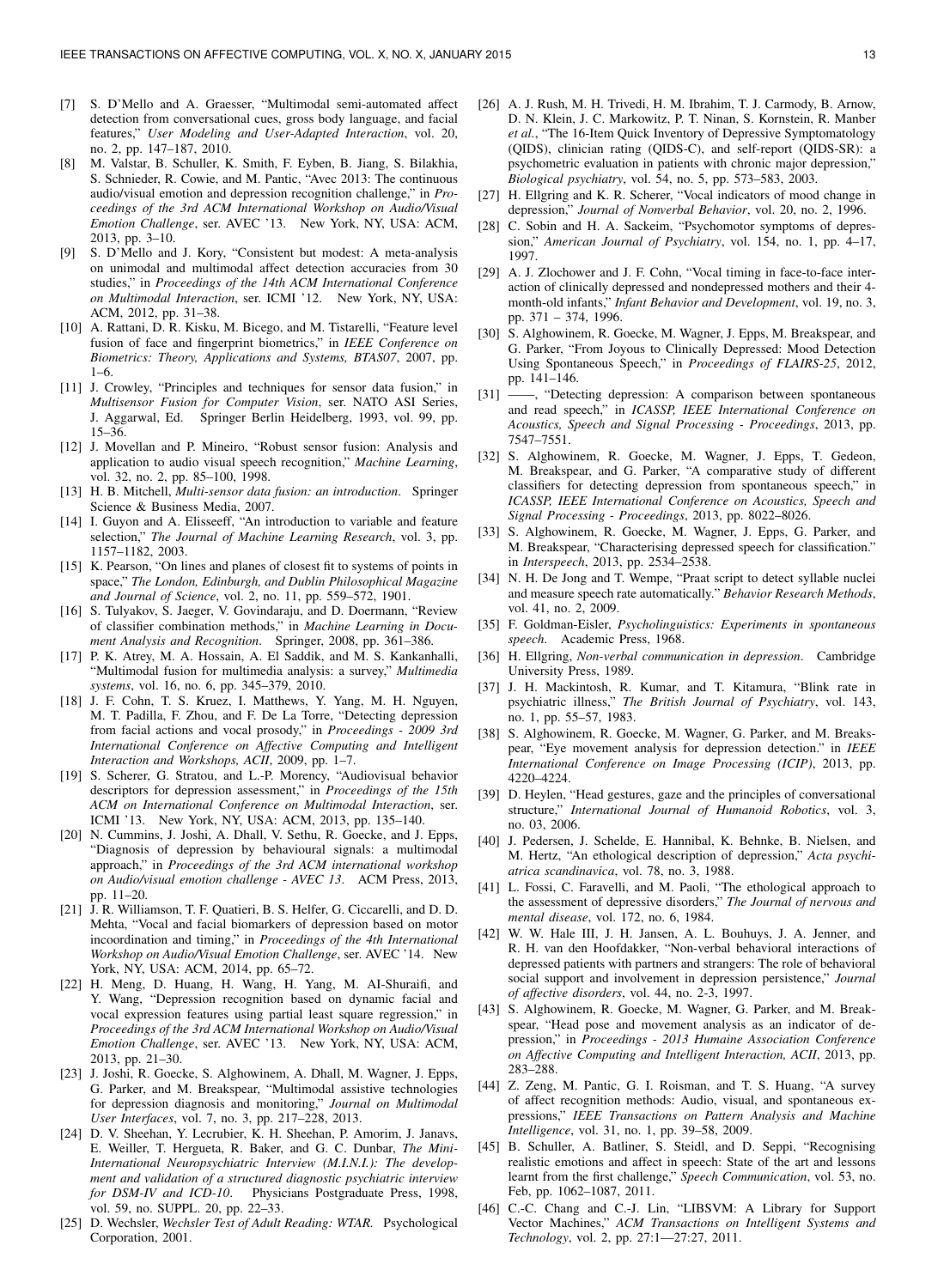[7] S. D'Mello and A. Graesser, "Multimodal semi-automated affect detection from conversational cues, gross body language, and facial features," *User Modeling and User-Adapted Interaction*, vol. 20, no. 2, pp. 147–187, 2010.

[8] M. Valstar, B. Schuller, K. Smith, F. Eyben, B. Jiang, S. Bilakhia, S. Schnieder, R. Cowie, and M. Pantic, "Avec 2013: The continuous audio/visual emotion and depression recognition challenge," in *Proceedings of the 3rd ACM International Workshop on Audio/Visual Emotion Challenge*, ser. AVEC '13. New York, NY, USA: ACM, 2013, pp. 3–10.

[9] S. D'Mello and J. Kory, "Consistent but modest: A meta-analysis on unimodal and multimodal affect detection accuracies from 30 studies," in *Proceedings of the 14th ACM International Conference on Multimodal Interaction*, ser. ICMI '12. New York, NY, USA: ACM, 2012, pp. 31–38.

[10] A. Rattani, D. R. Kisku, M. Bicego, and M. Tistarelli, "Feature level fusion of face and fingerprint biometrics," in *IEEE Conference on Biometrics: Theory, Applications and Systems, BTAS07*, 2007, pp. 1–6.

[11] J. Crowley, "Principles and techniques for sensor data fusion," in *Multisensor Fusion for Computer Vision*, ser. NATO ASI Series, J. Aggarwal, Ed. Springer Berlin Heidelberg, 1993, vol. 99, pp. 15–36.

[12] J. Movellan and P. Mineiro, "Robust sensor fusion: Analysis and application to audio visual speech recognition," *Machine Learning*, vol. 32, no. 2, pp. 85–100, 1998.

[13] H. B. Mitchell, *Multi-sensor data fusion: an introduction*. Springer Science & Business Media, 2007.

[14] I. Guyon and A. Elisseeff, "An introduction to variable and feature selection," *The Journal of Machine Learning Research*, vol. 3, pp. 1157–1182, 2003.

[15] K. Pearson, "On lines and planes of closest fit to systems of points in space," *The London, Edinburgh, and Dublin Philosophical Magazine and Journal of Science*, vol. 2, no. 11, pp. 559–572, 1901.

[16] S. Tulyakov, S. Jaeger, V. Govindaraju, and D. Doermann, "Review of classifier combination methods," in *Machine Learning in Document Analysis and Recognition*. Springer, 2008, pp. 361–386.

[17] P. K. Atrey, M. A. Hossain, A. El Saddik, and M. S. Kankanhalli, "Multimodal fusion for multimedia analysis: a survey," *Multimedia systems*, vol. 16, no. 6, pp. 345–379, 2010.

[18] J. F. Cohn, T. S. Kruez, I. Matthews, Y. Yang, M. H. Nguyen, M. T. Padilla, F. Zhou, and F. De La Torre, "Detecting depression from facial actions and vocal prosody," in *Proceedings - 2009 3rd International Conference on Affective Computing and Intelligent Interaction and Workshops, ACII*, 2009, pp. 1–7.

[19] S. Scherer, G. Stratou, and L.-P. Morency, "Audiovisual behavior descriptors for depression assessment," in *Proceedings of the 15th ACM on International Conference on Multimodal Interaction*, ser. ICMI '13. New York, NY, USA: ACM, 2013, pp. 135–140.

[20] N. Cummins, J. Joshi, A. Dhall, V. Sethu, R. Goecke, and J. Epps, "Diagnosis of depression by behavioural signals: a multimodal approach," in *Proceedings of the 3rd ACM international workshop on Audio/visual emotion challenge - AVEC 13*. ACM Press, 2013, pp. 11–20.

[21] J. R. Williamson, T. F. Quatieri, B. S. Helfer, G. Ciccarelli, and D. D. Mehta, "Vocal and facial biomarkers of depression based on motor incoordination and timing," in *Proceedings of the 4th International Workshop on Audio/Visual Emotion Challenge*, ser. AVEC '14. New York, NY, USA: ACM, 2014, pp. 65–72.

[22] H. Meng, D. Huang, H. Wang, H. Yang, M. AI-Shuraifi, and Y. Wang, "Depression recognition based on dynamic facial and vocal expression features using partial least square regression," in *Proceedings of the 3rd ACM International Workshop on Audio/Visual Emotion Challenge*, ser. AVEC '13. New York, NY, USA: ACM, 2013, pp. 21–30.

[23] J. Joshi, R. Goecke, S. Alghowinem, A. Dhall, M. Wagner, J. Epps, G. Parker, and M. Breakspear, "Multimodal assistive technologies for depression diagnosis and monitoring," *Journal on Multimodal User Interfaces*, vol. 7, no. 3, pp. 217–228, 2013.

[24] D. V. Sheehan, Y. Lecrubier, K. H. Sheehan, P. Amorim, J. Janavs, E. Weiller, T. Hergueta, R. Baker, and G. C. Dunbar, *The Mini-International Neuropsychiatric Interview (M.I.N.I.): The development and validation of a structured diagnostic psychiatric interview for DSM-IV and ICD-10*. Physicians Postgraduate Press, 1998, vol. 59, no. SUPPL. 20, pp. 22–33.

[25] D. Wechsler, *Wechsler Test of Adult Reading: WTAR*. Psychological Corporation, 2001.

[26] A. J. Rush, M. H. Trivedi, H. M. Ibrahim, T. J. Carmody, B. Arnow, D. N. Klein, J. C. Markowitz, P. T. Ninan, S. Kornstein, R. Manber *et al.*, "The 16-Item Quick Inventory of Depressive Symptomatology (QIDS), clinician rating (QIDS-C), and self-report (QIDS-SR): a psychometric evaluation in patients with chronic major depression," *Biological psychiatry*, vol. 54, no. 5, pp. 573–583, 2003.

[27] H. Ellgring and K. R. Scherer, "Vocal indicators of mood change in depression," *Journal of Nonverbal Behavior*, vol. 20, no. 2, 1996.

[28] C. Sobin and H. A. Sackeim, "Psychomotor symptoms of depression," *American Journal of Psychiatry*, vol. 154, no. 1, pp. 4–17, 1997.

[29] A. J. Zlochower and J. F. Cohn, "Vocal timing in face-to-face interaction of clinically depressed and nondepressed mothers and their 4-month-old infants," *Infant Behavior and Development*, vol. 19, no. 3, pp. 371 – 374, 1996.

[30] S. Alghowinem, R. Goecke, M. Wagner, J. Epps, M. Breakspear, and G. Parker, "From Joyous to Clinically Depressed: Mood Detection Using Spontaneous Speech," in *Proceedings of FLAIRS-25*, 2012, pp. 141–146.

[31] ——, "Detecting depression: A comparison between spontaneous and read speech," in *ICASSP, IEEE International Conference on Acoustics, Speech and Signal Processing - Proceedings*, 2013, pp. 7547–7551.

[32] S. Alghowinem, R. Goecke, M. Wagner, J. Epps, T. Gedeon, M. Breakspear, and G. Parker, "A comparative study of different classifiers for detecting depression from spontaneous speech," in *ICASSP, IEEE International Conference on Acoustics, Speech and Signal Processing - Proceedings*, 2013, pp. 8022–8026.

[33] S. Alghowinem, R. Goecke, M. Wagner, J. Epps, G. Parker, and M. Breakspear, "Characterising depressed speech for classification." in *Interspeech*, 2013, pp. 2534–2538.

[34] N. H. De Jong and T. Wempe, "Praat script to detect syllable nuclei and measure speech rate automatically." *Behavior Research Methods*, vol. 41, no. 2, 2009.

[35] F. Goldman-Eisler, *Psycholinguistics: Experiments in spontaneous speech*. Academic Press, 1968.

[36] H. Ellgring, *Non-verbal communication in depression*. Cambridge University Press, 1989.

[37] J. H. Mackintosh, R. Kumar, and T. Kitamura, "Blink rate in psychiatric illness," *The British Journal of Psychiatry*, vol. 143, no. 1, pp. 55–57, 1983.

[38] S. Alghowinem, R. Goecke, M. Wagner, G. Parker, and M. Breakspear, "Eye movement analysis for depression detection," in *IEEE International Conference on Image Processing (ICIP)*, 2013, pp. 4220–4224.

[39] D. Heylen, "Head gestures, gaze and the principles of conversational structure," *International Journal of Humanoid Robotics*, vol. 3, no. 03, 2006.

[40] J. Pedersen, J. Schelde, E. Hannibal, K. Behnke, B. Nielsen, and M. Hertz, "An ethological description of depression," *Acta psychiatrica scandinavica*, vol. 78, no. 3, 1988.

[41] L. Fossi, C. Faravelli, and M. Paoli, "The ethological approach to the assessment of depressive disorders," *The Journal of nervous and mental disease*, vol. 172, no. 6, 1984.

[42] W. W. Hale III, J. H. Jansen, A. L. Bouhuys, J. A. Jenner, and R. H. van den Hoofdakker, "Non-verbal behavioral interactions of depressed patients with partners and strangers: The role of behavioral social support and involvement in depression persistence," *Journal of affective disorders*, vol. 44, no. 2-3, 1997.

[43] S. Alghowinem, R. Goecke, M. Wagner, G. Parker, and M. Breakspear, "Head pose and movement analysis as an indicator of depression," in *Proceedings - 2013 Humaine Association Conference on Affective Computing and Intelligent Interaction, ACII*, 2013, pp. 283–288.

[44] Z. Zeng, M. Pantic, G. I. Roisman, and T. S. Huang, "A survey of affect recognition methods: Audio, visual, and spontaneous expressions," *IEEE Transactions on Pattern Analysis and Machine Intelligence*, vol. 31, no. 1, pp. 39–58, 2009.

[45] B. Schuller, A. Batliner, S. Steidl, and D. Seppi, "Recognising realistic emotions and affect in speech: State of the art and lessons learnt from the first challenge," *Speech Communication*, vol. 53, no. Feb, pp. 1062–1087, 2011.

[46] C.-C. Chang and C.-J. Lin, "LIBSVM: A Library for Support Vector Machines," *ACM Transactions on Intelligent Systems and Technology*, vol. 2, pp. 27:1—27:27, 2011.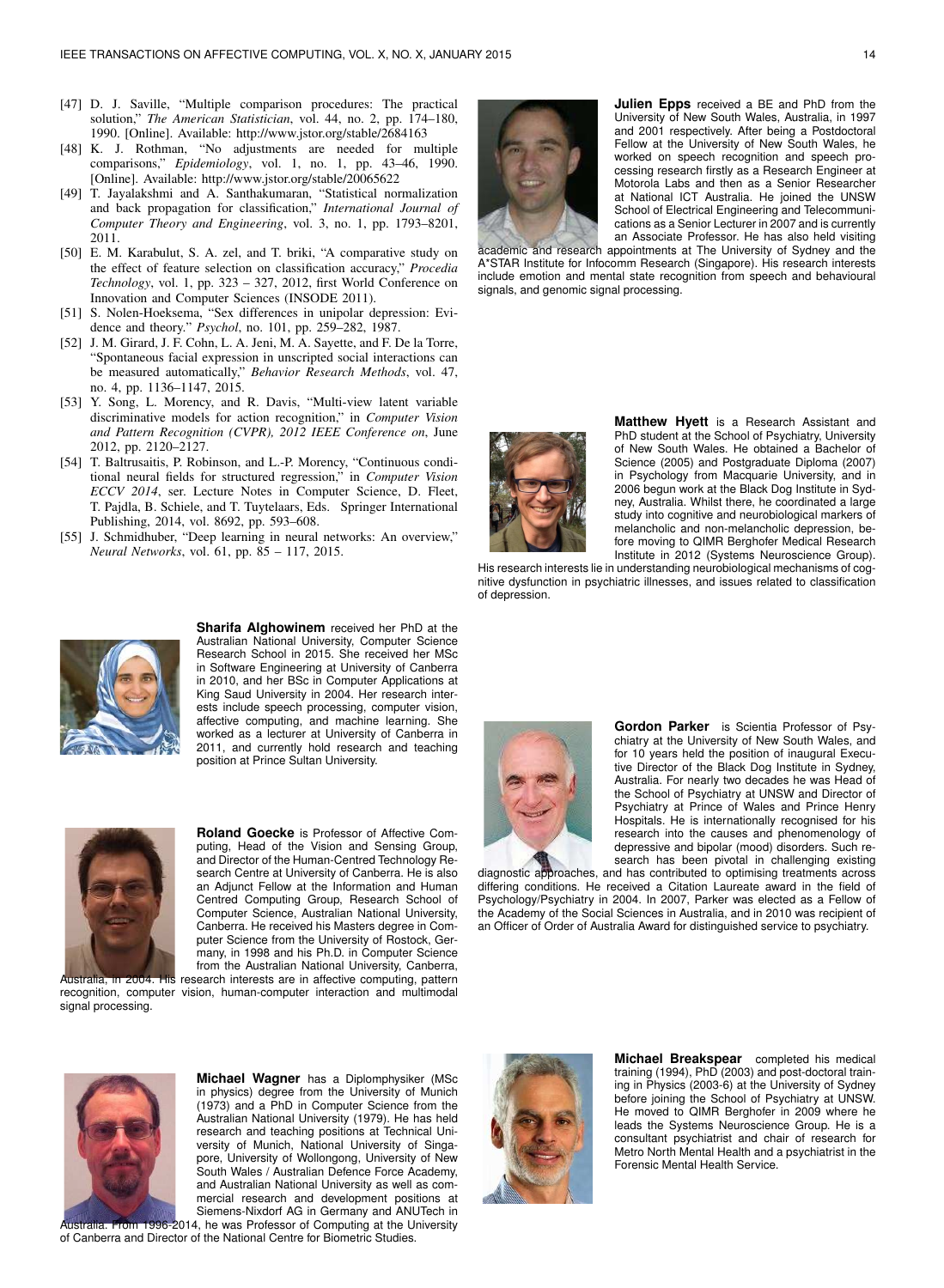[47] D. J. Saville, "Multiple comparison procedures: The practical solution," *The American Statistician*, vol. 44, no. 2, pp. 174–180, 1990. [Online]. Available: http://www.jstor.org/stable/2684163

[48] K. J. Rothman, "No adjustments are needed for multiple comparisons," *Epidemiology*, vol. 1, no. 1, pp. 43–46, 1990. [Online]. Available: http://www.jstor.org/stable/20065622

[49] T. Jayalakshmi and A. Santhakumaran, "Statistical normalization and back propagation for classification," *International Journal of Computer Theory and Engineering*, vol. 3, no. 1, pp. 1793–8201, 2011.

[50] E. M. Karabulut, S. A. zel, and T. briki, "A comparative study on the effect of feature selection on classification accuracy," *Procedia Technology*, vol. 1, pp. 323 – 327, 2012, first World Conference on Innovation and Computer Sciences (INSODE 2011).

[51] S. Nolen-Hoeksema, "Sex differences in unipolar depression: Evidence and theory." *Psychol*, no. 101, pp. 259–282, 1987.

[52] J. M. Girard, J. F. Cohn, L. A. Jeni, M. A. Sayette, and F. De la Torre, "Spontaneous facial expression in unscripted social interactions can be measured automatically," *Behavior Research Methods*, vol. 47, no. 4, pp. 1136–1147, 2015.

[53] Y. Song, L. Morency, and R. Davis, "Multi-view latent variable discriminative models for action recognition," in *Computer Vision and Pattern Recognition (CVPR), 2012 IEEE Conference on*, June 2012, pp. 2120–2127.

[54] T. Baltrusaitis, P. Robinson, and L.-P. Morency, "Continuous conditional neural fields for structured regression," in *Computer Vision ECCV 2014*, ser. Lecture Notes in Computer Science, D. Fleet, T. Pajdla, B. Schiele, and T. Tuytelaars, Eds. Springer International Publishing, 2014, vol. 8692, pp. 593–608.

[55] J. Schmidhuber, "Deep learning in neural networks: An overview," *Neural Networks*, vol. 61, pp. 85 – 117, 2015.

**Sharifa Alghowinem** received her PhD at the Australian National University, Computer Science Research School in 2015. She received her MSc in Software Engineering at University of Canberra in 2010, and her BSc in Computer Applications at King Saud University in 2004. Her research interests include speech processing, computer vision, affective computing, and machine learning. She worked as a lecturer at University of Canberra in 2011, and currently hold research and teaching position at Prince Sultan University.

**Roland Goecke** is Professor of Affective Computing, Head of the Vision and Sensing Group, and Director of the Human-Centred Technology Research Centre at University of Canberra. He is also an Adjunct Fellow at the Information and Human Centred Computing Group, Research School of Computer Science, Australian National University, Canberra. He received his Masters degree in Computer Science from the University of Rostock, Germany, in 1998 and his Ph.D. in Computer Science from the Australian National University, Canberra, Australia, in 2004. His research interests are in affective computing, pattern recognition, computer vision, human-computer interaction and multimodal signal processing.

**Michael Wagner** has a Diplomphysiker (MSc in physics) degree from the University of Munich (1973) and a PhD in Computer Science from the Australian National University (1979). He has held research and teaching positions at Technical University of Munich, National University of Singapore, University of Wollongong, University of New South Wales / Australian Defence Force Academy, and Australian National University as well as commercial research and development positions at Siemens-Nixdorf AG in Germany and ANUTech in Australia. From 1996-2014, he was Professor of Computing at the University of Canberra and Director of the National Centre for Biometric Studies.

**Julien Epps** received a BE and PhD from the University of New South Wales, Australia, in 1997 and 2001 respectively. After being a Postdoctoral Fellow at the University of New South Wales, he worked on speech recognition and speech processing research firstly as a Research Engineer at Motorola Labs and then as a Senior Researcher at National ICT Australia. He joined the UNSW School of Electrical Engineering and Telecommunications as a Senior Lecturer in 2007 and is currently an Associate Professor. He has also held visiting academic and research appointments at The University of Sydney and the A*STAR Institute for Infocomm Research (Singapore). His research interests include emotion and mental state recognition from speech and behavioural signals, and genomic signal processing.

**Matthew Hyett** is a Research Assistant and PhD student at the School of Psychiatry, University of New South Wales. He obtained a Bachelor of Science (2005) and Postgraduate Diploma (2007) in Psychology from Macquarie University, and in 2006 begun work at the Black Dog Institute in Sydney, Australia. Whilst there, he coordinated a large study into cognitive and neurobiological markers of melancholic and non-melancholic depression, before moving to QIMR Berghofer Medical Research Institute in 2012 (Systems Neuroscience Group). His research interests lie in understanding neurobiological mechanisms of cognitive dysfunction in psychiatric illnesses, and issues related to classification of depression.

**Gordon Parker** is Scientia Professor of Psychiatry at the University of New South Wales, and for 10 years held the position of inaugural Executive Director of the Black Dog Institute in Sydney, Australia. For nearly two decades he was Head of the School of Psychiatry at UNSW and Director of Psychiatry at Prince of Wales and Prince Henry Hospitals. He is internationally recognised for his research into the causes and phenomenology of depressive and bipolar (mood) disorders. Such research has been pivotal in challenging existing diagnostic approaches, and has contributed to optimising treatments across differing conditions. He received a Citation Laureate award in the field of Psychology/Psychiatry in 2004. In 2007, Parker was elected as a Fellow of the Academy of the Social Sciences in Australia, and in 2010 was recipient of an Officer of Order of Australia Award for distinguished service to psychiatry.

**Michael Breakspear** completed his medical training (1994), PhD (2003) and post-doctoral training in Physics (2003-6) at the University of Sydney before joining the School of Psychiatry at UNSW. He moved to QIMR Berghofer in 2009 where he leads the Systems Neuroscience Group. He is a consultant psychiatrist and chair of research for Metro North Mental Health and a psychiatrist in the Forensic Mental Health Service.